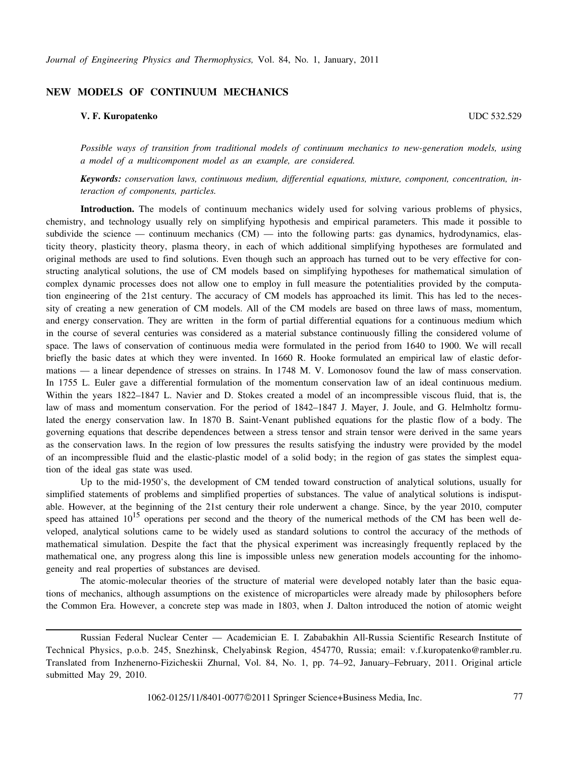# NEW MODELS OF CONTINUUM MECHANICS

**V. F. Kuropatenko** UDC 532.529

*Possible ways of transition from traditional models of continuum mechanics to new-generation models, using a model of a multicomponent model as an example, are considered.*

***Keywords:*** *conservation laws, continuous medium, differential equations, mixture, component, concentration, interaction of components, particles.*

**Introduction.** The models of continuum mechanics widely used for solving various problems of physics, chemistry, and technology usually rely on simplifying hypothesis and empirical parameters. This made it possible to subdivide the science — continuum mechanics (CM) — into the following parts: gas dynamics, hydrodynamics, elasticity theory, plasticity theory, plasma theory, in each of which additional simplifying hypotheses are formulated and original methods are used to find solutions. Even though such an approach has turned out to be very effective for constructing analytical solutions, the use of CM models based on simplifying hypotheses for mathematical simulation of complex dynamic processes does not allow one to employ in full measure the potentialities provided by the computation engineering of the 21st century. The accuracy of CM models has approached its limit. This has led to the necessity of creating a new generation of CM models. All of the CM models are based on three laws of mass, momentum, and energy conservation. They are written in the form of partial differential equations for a continuous medium which in the course of several centuries was considered as a material substance continuously filling the considered volume of space. The laws of conservation of continuous media were formulated in the period from 1640 to 1900. We will recall briefly the basic dates at which they were invented. In 1660 R. Hooke formulated an empirical law of elastic deformations — a linear dependence of stresses on strains. In 1748 M. V. Lomonosov found the law of mass conservation. In 1755 L. Euler gave a differential formulation of the momentum conservation law of an ideal continuous medium. Within the years 1822–1847 L. Navier and D. Stokes created a model of an incompressible viscous fluid, that is, the law of mass and momentum conservation. For the period of 1842–1847 J. Mayer, J. Joule, and G. Helmholtz formulated the energy conservation law. In 1870 B. Saint-Venant published equations for the plastic flow of a body. The governing equations that describe dependences between a stress tensor and strain tensor were derived in the same years as the conservation laws. In the region of low pressures the results satisfying the industry were provided by the model of an incompressible fluid and the elastic-plastic model of a solid body; in the region of gas states the simplest equation of the ideal gas state was used.

Up to the mid-1950's, the development of CM tended toward construction of analytical solutions, usually for simplified statements of problems and simplified properties of substances. The value of analytical solutions is indisputable. However, at the beginning of the 21st century their role underwent a change. Since, by the year 2010, computer speed has attained $10^{15}$ operations per second and the theory of the numerical methods of the CM has been well developed, analytical solutions came to be widely used as standard solutions to control the accuracy of the methods of mathematical simulation. Despite the fact that the physical experiment was increasingly frequently replaced by the mathematical one, any progress along this line is impossible unless new generation models accounting for the inhomogeneity and real properties of substances are devised.

The atomic-molecular theories of the structure of material were developed notably later than the basic equations of mechanics, although assumptions on the existence of microparticles were already made by philosophers before the Common Era. However, a concrete step was made in 1803, when J. Dalton introduced the notion of atomic weight

---

Russian Federal Nuclear Center — Academician E. I. Zababakhin All-Russia Scientific Research Institute of Technical Physics, p.o.b. 245, Snezhinsk, Chelyabinsk Region, 454770, Russia; email: v.f.kuropatenko@rambler.ru. Translated from Inzhenerno-Fizicheskii Zhurnal, Vol. 84, No. 1, pp. 74–92, January–February, 2011. Original article submitted May 29, 2010.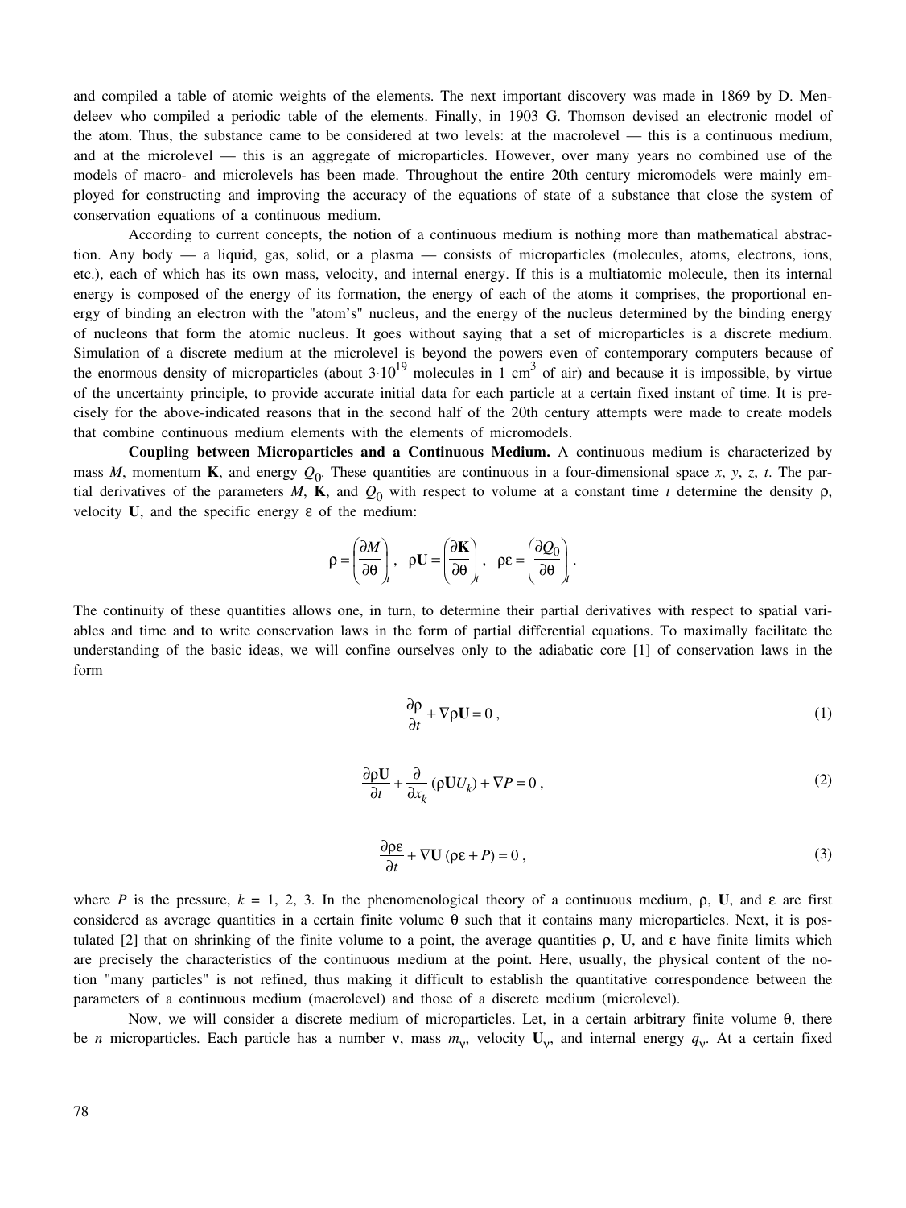and compiled a table of atomic weights of the elements. The next important discovery was made in 1869 by D. Mendeleev who compiled a periodic table of the elements. Finally, in 1903 G. Thomson devised an electronic model of the atom. Thus, the substance came to be considered at two levels: at the macrolevel — this is a continuous medium, and at the microlevel — this is an aggregate of microparticles. However, over many years no combined use of the models of macro- and microlevels has been made. Throughout the entire 20th century micromodels were mainly employed for constructing and improving the accuracy of the equations of state of a substance that close the system of conservation equations of a continuous medium.

According to current concepts, the notion of a continuous medium is nothing more than mathematical abstraction. Any body — a liquid, gas, solid, or a plasma — consists of microparticles (molecules, atoms, electrons, ions, etc.), each of which has its own mass, velocity, and internal energy. If this is a multiatomic molecule, then its internal energy is composed of the energy of its formation, the energy of each of the atoms it comprises, the proportional energy of binding an electron with the "atom's" nucleus, and the energy of the nucleus determined by the binding energy of nucleons that form the atomic nucleus. It goes without saying that a set of microparticles is a discrete medium. Simulation of a discrete medium at the microlevel is beyond the powers even of contemporary computers because of the enormous density of microparticles (about $3{\cdot}10^{19}$ molecules in 1 $cm^3$ of air) and because it is impossible, by virtue of the uncertainty principle, to provide accurate initial data for each particle at a certain fixed instant of time. It is precisely for the above-indicated reasons that in the second half of the 20th century attempts were made to create models that combine continuous medium elements with the elements of micromodels.

**Coupling between Microparticles and a Continuous Medium.** A continuous medium is characterized by mass $M$, momentum $\mathbf{K}$, and energy $Q_0$. These quantities are continuous in a four-dimensional space $x$, $y$, $z$, $t$. The partial derivatives of the parameters $M$, $\mathbf{K}$, and $Q_0$ with respect to volume at a constant time $t$ determine the density $\rho$, velocity $\mathbf{U}$, and the specific energy $\varepsilon$ of the medium:

$$\rho = \left(\frac{\partial M}{\partial \theta}\right)_t , \quad \rho \mathbf{U} = \left(\frac{\partial \mathbf{K}}{\partial \theta}\right)_t , \quad \rho\varepsilon = \left(\frac{\partial Q_0}{\partial \theta}\right)_t .$$

The continuity of these quantities allows one, in turn, to determine their partial derivatives with respect to spatial variables and time and to write conservation laws in the form of partial differential equations. To maximally facilitate the understanding of the basic ideas, we will confine ourselves only to the adiabatic core [1] of conservation laws in the form

$$\frac{\partial \rho}{\partial t} + \nabla \rho \mathbf{U} = 0 , \tag{1}$$

$$\frac{\partial \rho \mathbf{U}}{\partial t} + \frac{\partial}{\partial x_k} (\rho \mathbf{U} U_k) + \nabla P = 0 , \tag{2}$$

$$\frac{\partial \rho\varepsilon}{\partial t} + \nabla \mathbf{U} (\rho\varepsilon + P) = 0 , \tag{3}$$

where $P$ is the pressure, $k$ = 1, 2, 3. In the phenomenological theory of a continuous medium, $\rho$, $\mathbf{U}$, and $\varepsilon$ are first considered as average quantities in a certain finite volume $\theta$ such that it contains many microparticles. Next, it is postulated [2] that on shrinking of the finite volume to a point, the average quantities $\rho$, $\mathbf{U}$, and $\varepsilon$ have finite limits which are precisely the characteristics of the continuous medium at the point. Here, usually, the physical content of the notion "many particles" is not refined, thus making it difficult to establish the quantitative correspondence between the parameters of a continuous medium (macrolevel) and those of a discrete medium (microlevel).

Now, we will consider a discrete medium of microparticles. Let, in a certain arbitrary finite volume $\theta$, there be $n$ microparticles. Each particle has a number $\nu$, mass $m_\nu$, velocity $\mathbf{U}_\nu$, and internal energy $q_\nu$. At a certain fixed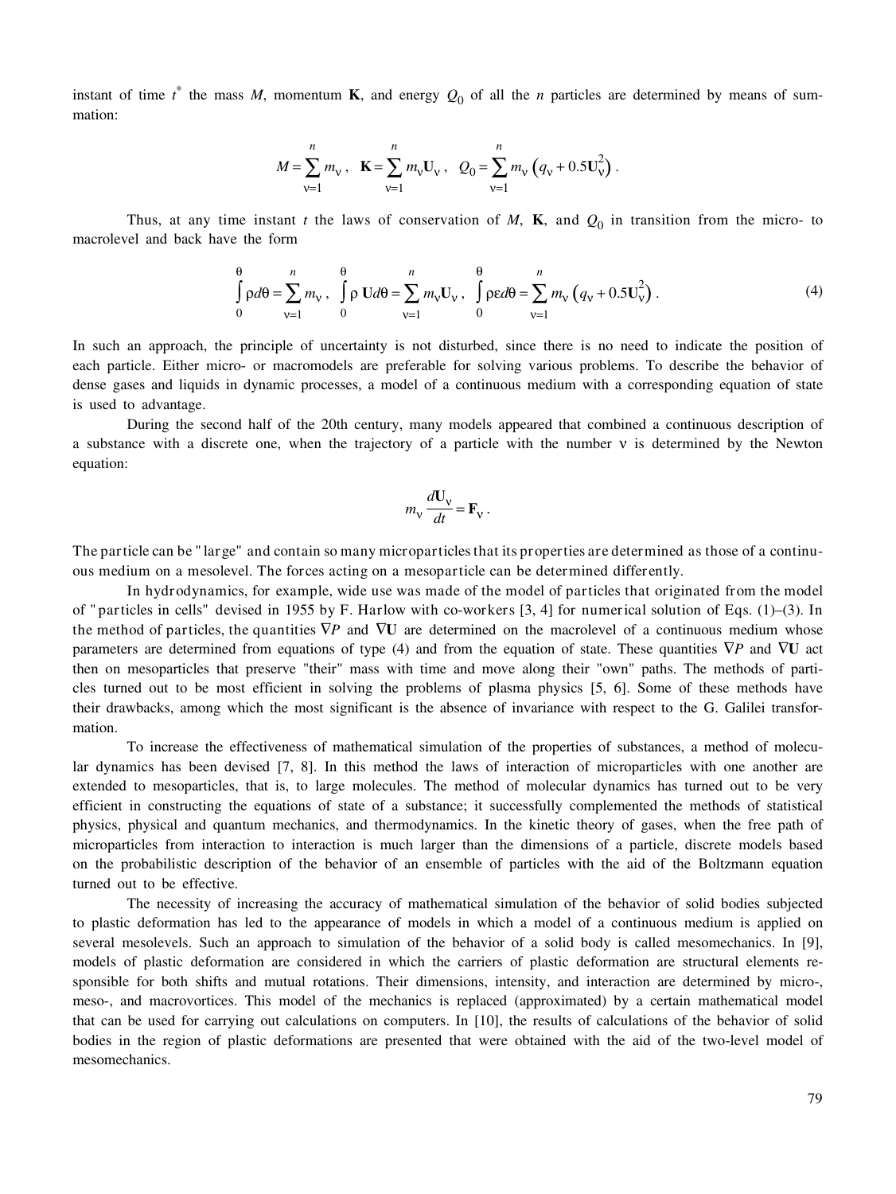instant of time $t^*$ the mass $M$, momentum $\mathbf{K}$, and energy $Q_0$ of all the $n$ particles are determined by means of summation:

$$M = \sum_{\nu=1}^{n} m_\nu , \quad \mathbf{K} = \sum_{\nu=1}^{n} m_\nu \mathbf{U}_\nu , \quad Q_0 = \sum_{\nu=1}^{n} m_\nu \left( q_\nu + 0.5\mathbf{U}_\nu^2 \right) .$$

Thus, at any time instant $t$ the laws of conservation of $M$, $\mathbf{K}$, and $Q_0$ in transition from the micro- to macrolevel and back have the form

$$\int_0^\theta \rho d\theta = \sum_{\nu=1}^{n} m_\nu , \quad \int_0^\theta \rho \, \mathbf{U} d\theta = \sum_{\nu=1}^{n} m_\nu \mathbf{U}_\nu , \quad \int_0^\theta \rho\varepsilon d\theta = \sum_{\nu=1}^{n} m_\nu \left( q_\nu + 0.5\mathbf{U}_\nu^2 \right) . \tag{4}$$

In such an approach, the principle of uncertainty is not disturbed, since there is no need to indicate the position of each particle. Either micro- or macromodels are preferable for solving various problems. To describe the behavior of dense gases and liquids in dynamic processes, a model of a continuous medium with a corresponding equation of state is used to advantage.

During the second half of the 20th century, many models appeared that combined a continuous description of a substance with a discrete one, when the trajectory of a particle with the number $\nu$ is determined by the Newton equation:

$$m_\nu \frac{d\mathbf{U}_\nu}{dt} = \mathbf{F}_\nu .$$

The particle can be "large" and contain so many microparticles that its properties are determined as those of a continuous medium on a mesolevel. The forces acting on a mesoparticle can be determined differently.

In hydrodynamics, for example, wide use was made of the model of particles that originated from the model of "particles in cells" devised in 1955 by F. Harlow with co-workers [3, 4] for numerical solution of Eqs. (1)–(3). In the method of particles, the quantities $\nabla P$ and $\nabla \mathbf{U}$ are determined on the macrolevel of a continuous medium whose parameters are determined from equations of type (4) and from the equation of state. These quantities $\nabla P$ and $\nabla \mathbf{U}$ act then on mesoparticles that preserve "their" mass with time and move along their "own" paths. The methods of particles turned out to be most efficient in solving the problems of plasma physics [5, 6]. Some of these methods have their drawbacks, among which the most significant is the absence of invariance with respect to the G. Galilei transformation.

To increase the effectiveness of mathematical simulation of the properties of substances, a method of molecular dynamics has been devised [7, 8]. In this method the laws of interaction of microparticles with one another are extended to mesoparticles, that is, to large molecules. The method of molecular dynamics has turned out to be very efficient in constructing the equations of state of a substance; it successfully complemented the methods of statistical physics, physical and quantum mechanics, and thermodynamics. In the kinetic theory of gases, when the free path of microparticles from interaction to interaction is much larger than the dimensions of a particle, discrete models based on the probabilistic description of the behavior of an ensemble of particles with the aid of the Boltzmann equation turned out to be effective.

The necessity of increasing the accuracy of mathematical simulation of the behavior of solid bodies subjected to plastic deformation has led to the appearance of models in which a model of a continuous medium is applied on several mesolevels. Such an approach to simulation of the behavior of a solid body is called mesomechanics. In [9], models of plastic deformation are considered in which the carriers of plastic deformation are structural elements responsible for both shifts and mutual rotations. Their dimensions, intensity, and interaction are determined by micro-, meso-, and macrovortices. This model of the mechanics is replaced (approximated) by a certain mathematical model that can be used for carrying out calculations on computers. In [10], the results of calculations of the behavior of solid bodies in the region of plastic deformations are presented that were obtained with the aid of the two-level model of mesomechanics.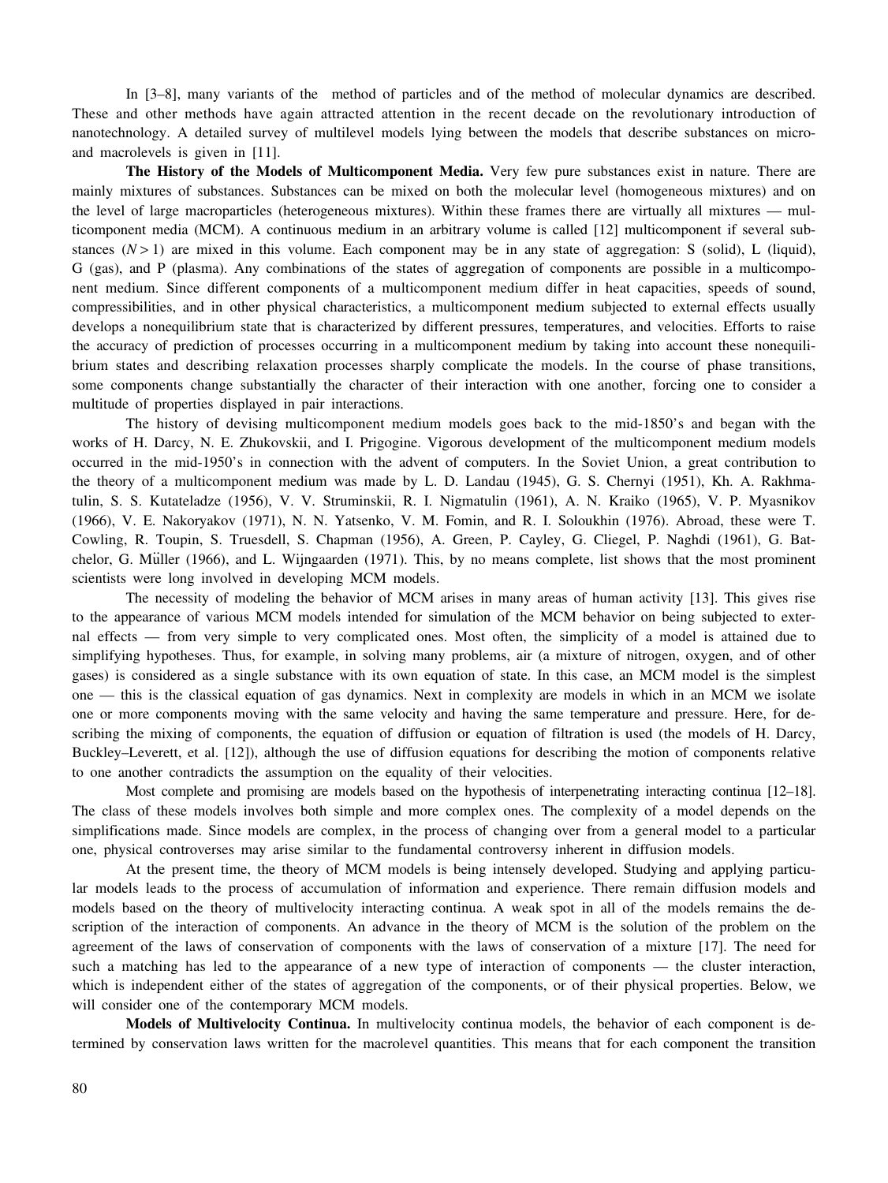In [3–8], many variants of the method of particles and of the method of molecular dynamics are described. These and other methods have again attracted attention in the recent decade on the revolutionary introduction of nanotechnology. A detailed survey of multilevel models lying between the models that describe substances on micro- and macrolevels is given in [11].

**The History of the Models of Multicomponent Media.** Very few pure substances exist in nature. There are mainly mixtures of substances. Substances can be mixed on both the molecular level (homogeneous mixtures) and on the level of large macroparticles (heterogeneous mixtures). Within these frames there are virtually all mixtures — multicomponent media (MCM). A continuous medium in an arbitrary volume is called [12] multicomponent if several substances ($N > 1$) are mixed in this volume. Each component may be in any state of aggregation: S (solid), L (liquid), G (gas), and P (plasma). Any combinations of the states of aggregation of components are possible in a multicomponent medium. Since different components of a multicomponent medium differ in heat capacities, speeds of sound, compressibilities, and in other physical characteristics, a multicomponent medium subjected to external effects usually develops a nonequilibrium state that is characterized by different pressures, temperatures, and velocities. Efforts to raise the accuracy of prediction of processes occurring in a multicomponent medium by taking into account these nonequilibrium states and describing relaxation processes sharply complicate the models. In the course of phase transitions, some components change substantially the character of their interaction with one another, forcing one to consider a multitude of properties displayed in pair interactions.

The history of devising multicomponent medium models goes back to the mid-1850's and began with the works of H. Darcy, N. E. Zhukovskii, and I. Prigogine. Vigorous development of the multicomponent medium models occurred in the mid-1950's in connection with the advent of computers. In the Soviet Union, a great contribution to the theory of a multicomponent medium was made by L. D. Landau (1945), G. S. Chernyi (1951), Kh. A. Rakhmatulin, S. S. Kutateladze (1956), V. V. Struminskii, R. I. Nigmatulin (1961), A. N. Kraiko (1965), V. P. Myasnikov (1966), V. E. Nakoryakov (1971), N. N. Yatsenko, V. M. Fomin, and R. I. Soloukhin (1976). Abroad, these were T. Cowling, R. Toupin, S. Truesdell, S. Chapman (1956), A. Green, P. Cayley, G. Cliegel, P. Naghdi (1961), G. Batchelor, G. Müller (1966), and L. Wijngaarden (1971). This, by no means complete, list shows that the most prominent scientists were long involved in developing MCM models.

The necessity of modeling the behavior of MCM arises in many areas of human activity [13]. This gives rise to the appearance of various MCM models intended for simulation of the MCM behavior on being subjected to external effects — from very simple to very complicated ones. Most often, the simplicity of a model is attained due to simplifying hypotheses. Thus, for example, in solving many problems, air (a mixture of nitrogen, oxygen, and of other gases) is considered as a single substance with its own equation of state. In this case, an MCM model is the simplest one — this is the classical equation of gas dynamics. Next in complexity are models in which in an MCM we isolate one or more components moving with the same velocity and having the same temperature and pressure. Here, for describing the mixing of components, the equation of diffusion or equation of filtration is used (the models of H. Darcy, Buckley–Leverett, et al. [12]), although the use of diffusion equations for describing the motion of components relative to one another contradicts the assumption on the equality of their velocities.

Most complete and promising are models based on the hypothesis of interpenetrating interacting continua [12–18]. The class of these models involves both simple and more complex ones. The complexity of a model depends on the simplifications made. Since models are complex, in the process of changing over from a general model to a particular one, physical controversies may arise similar to the fundamental controversy inherent in diffusion models.

At the present time, the theory of MCM models is being intensely developed. Studying and applying particular models leads to the process of accumulation of information and experience. There remain diffusion models and models based on the theory of multivelocity interacting continua. A weak spot in all of the models remains the description of the interaction of components. An advance in the theory of MCM is the solution of the problem on the agreement of the laws of conservation of components with the laws of conservation of a mixture [17]. The need for such a matching has led to the appearance of a new type of interaction of components — the cluster interaction, which is independent either of the states of aggregation of the components, or of their physical properties. Below, we will consider one of the contemporary MCM models.

**Models of Multivelocity Continua.** In multivelocity continua models, the behavior of each component is determined by conservation laws written for the macrolevel quantities. This means that for each component the transition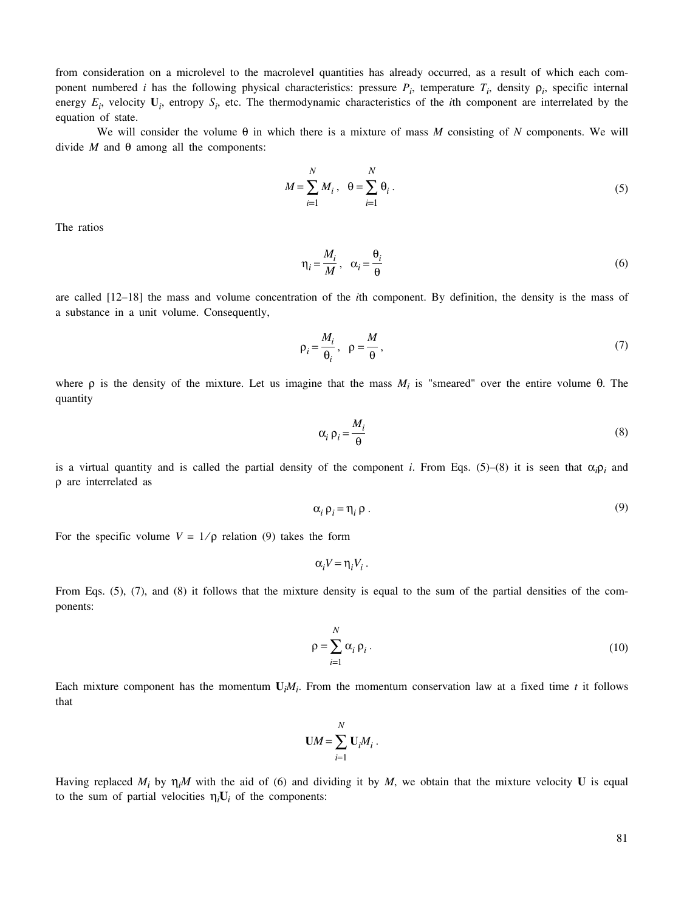from consideration on a microlevel to the macrolevel quantities has already occurred, as a result of which each component numbered $i$ has the following physical characteristics: pressure $P_i$, temperature $T_i$, density $\rho_i$, specific internal energy $E_i$, velocity $\mathbf{U}_i$, entropy $S_i$, etc. The thermodynamic characteristics of the $i$th component are interrelated by the equation of state.

We will consider the volume $\theta$ in which there is a mixture of mass $M$ consisting of $N$ components. We will divide $M$ and $\theta$ among all the components:

$$M = \sum_{i=1}^{N} M_i \,, \quad \theta = \sum_{i=1}^{N} \theta_i \,. \tag{5}$$

The ratios

$$\eta_i = \frac{M_i}{M} \,, \quad \alpha_i = \frac{\theta_i}{\theta} \tag{6}$$

are called [12–18] the mass and volume concentration of the $i$th component. By definition, the density is the mass of a substance in a unit volume. Consequently,

$$\rho_i = \frac{M_i}{\theta_i} \,, \quad \rho = \frac{M}{\theta} \,, \tag{7}$$

where $\rho$ is the density of the mixture. Let us imagine that the mass $M_i$ is "smeared" over the entire volume $\theta$. The quantity

$$\alpha_i \, \rho_i = \frac{M_i}{\theta} \tag{8}$$

is a virtual quantity and is called the partial density of the component $i$. From Eqs. (5)–(8) it is seen that $\alpha_i\rho_i$ and $\rho$ are interrelated as

$$\alpha_i \, \rho_i = \eta_i \, \rho \,. \tag{9}$$

For the specific volume $V = 1/\rho$ relation (9) takes the form

$$\alpha_i V = \eta_i V_i \,.$$

From Eqs. (5), (7), and (8) it follows that the mixture density is equal to the sum of the partial densities of the components:

$$\rho = \sum_{i=1}^{N} \alpha_i \, \rho_i \,. \tag{10}$$

Each mixture component has the momentum $\mathbf{U}_i M_i$. From the momentum conservation law at a fixed time $t$ it follows that

$$\mathbf{U} M = \sum_{i=1}^{N} \mathbf{U}_i M_i \,.$$

Having replaced $M_i$ by $\eta_i M$ with the aid of (6) and dividing it by $M$, we obtain that the mixture velocity $\mathbf{U}$ is equal to the sum of partial velocities $\eta_i \mathbf{U}_i$ of the components: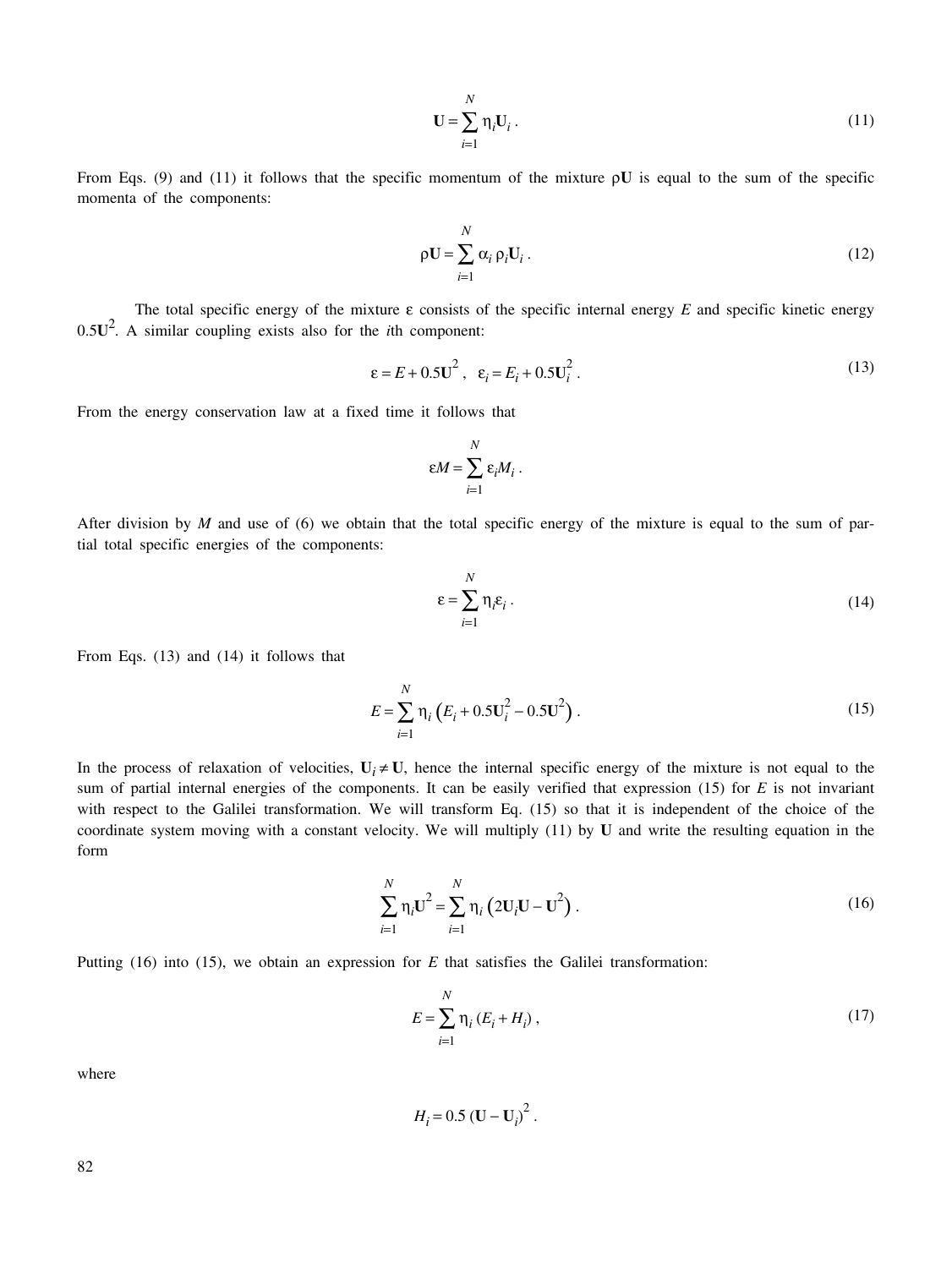$$\mathbf{U} = \sum_{i=1}^{N} \eta_i \mathbf{U}_i \,. \tag{11}$$

From Eqs. (9) and (11) it follows that the specific momentum of the mixture $\rho\mathbf{U}$ is equal to the sum of the specific momenta of the components:

$$\rho\mathbf{U} = \sum_{i=1}^{N} \alpha_i \, \rho_i \mathbf{U}_i \,. \tag{12}$$

The total specific energy of the mixture $\varepsilon$ consists of the specific internal energy $E$ and specific kinetic energy $0.5\mathbf{U}^2$. A similar coupling exists also for the $i$th component:

$$\varepsilon = E + 0.5\mathbf{U}^2 \,, \quad \varepsilon_i = E_i + 0.5\mathbf{U}_i^2 \,. \tag{13}$$

From the energy conservation law at a fixed time it follows that

$$\varepsilon M = \sum_{i=1}^{N} \varepsilon_i M_i \,.$$

After division by $M$ and use of (6) we obtain that the total specific energy of the mixture is equal to the sum of partial total specific energies of the components:

$$\varepsilon = \sum_{i=1}^{N} \eta_i \varepsilon_i \,. \tag{14}$$

From Eqs. (13) and (14) it follows that

$$E = \sum_{i=1}^{N} \eta_i \left( E_i + 0.5\mathbf{U}_i^2 - 0.5\mathbf{U}^2 \right) . \tag{15}$$

In the process of relaxation of velocities, $\mathbf{U}_i \neq \mathbf{U}$, hence the internal specific energy of the mixture is not equal to the sum of partial internal energies of the components. It can be easily verified that expression (15) for $E$ is not invariant with respect to the Galilei transformation. We will transform Eq. (15) so that it is independent of the choice of the coordinate system moving with a constant velocity. We will multiply (11) by $\mathbf{U}$ and write the resulting equation in the form

$$\sum_{i=1}^{N} \eta_i \mathbf{U}^2 = \sum_{i=1}^{N} \eta_i \left( 2\mathbf{U}_i\mathbf{U} - \mathbf{U}^2 \right) . \tag{16}$$

Putting (16) into (15), we obtain an expression for $E$ that satisfies the Galilei transformation:

$$E = \sum_{i=1}^{N} \eta_i \, (E_i + H_i) \,, \tag{17}$$

where

$$H_i = 0.5 \, (\mathbf{U} - \mathbf{U}_i)^2 \,.$$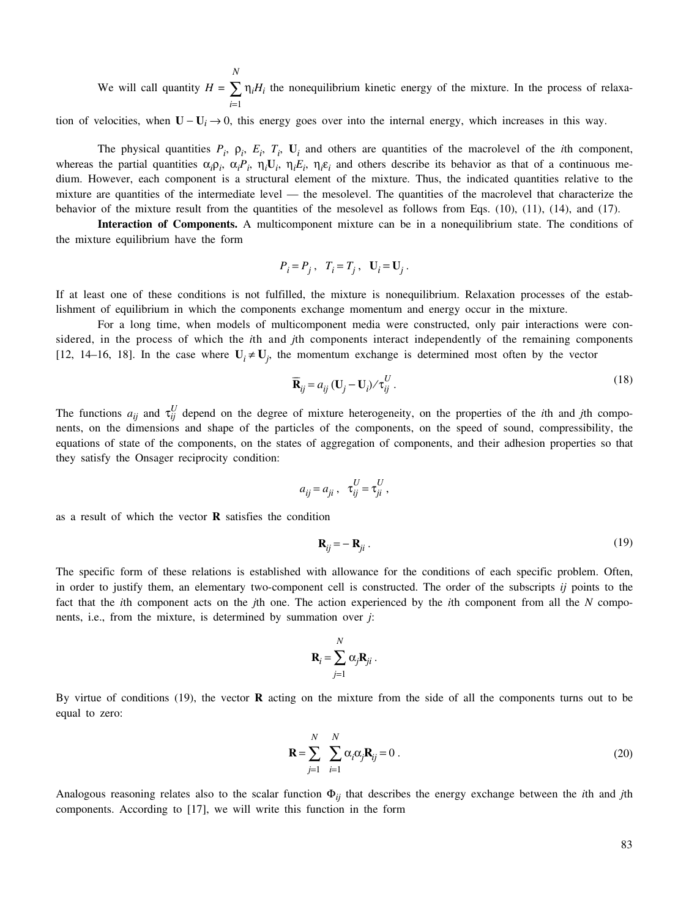We will call quantity $H = \sum_{i=1}^{N} \eta_i H_i$ the nonequilibrium kinetic energy of the mixture. In the process of relaxation of velocities, when $\mathbf{U} - \mathbf{U}_i \to 0$, this energy goes over into the internal energy, which increases in this way.

The physical quantities $P_i$, $\rho_i$, $E_i$, $T_i$, $\mathbf{U}_i$ and others are quantities of the macrolevel of the $i$th component, whereas the partial quantities $\alpha_i\rho_i$, $\alpha_i P_i$, $\eta_i\mathbf{U}_i$, $\eta_i E_i$, $\eta_i\varepsilon_i$ and others describe its behavior as that of a continuous medium. However, each component is a structural element of the mixture. Thus, the indicated quantities relative to the mixture are quantities of the intermediate level — the mesolevel. The quantities of the macrolevel that characterize the behavior of the mixture result from the quantities of the mesolevel as follows from Eqs. (10), (11), (14), and (17).

**Interaction of Components.** A multicomponent mixture can be in a nonequilibrium state. The conditions of the mixture equilibrium have the form

$$P_i = P_j \,, \quad T_i = T_j \,, \quad \mathbf{U}_i = \mathbf{U}_j \,.$$

If at least one of these conditions is not fulfilled, the mixture is nonequilibrium. Relaxation processes of the establishment of equilibrium in which the components exchange momentum and energy occur in the mixture.

For a long time, when models of multicomponent media were constructed, only pair interactions were considered, in the process of which the $i$th and $j$th components interact independently of the remaining components [12, 14–16, 18]. In the case where $\mathbf{U}_i \neq \mathbf{U}_j$, the momentum exchange is determined most often by the vector

$$\overline{\mathbf{R}}_{ij} = a_{ij}\,(\mathbf{U}_j - \mathbf{U}_i)/\tau_{ij}^{U} \,. \tag{18}$$

The functions $a_{ij}$ and $\tau_{ij}^{U}$ depend on the degree of mixture heterogeneity, on the properties of the $i$th and $j$th components, on the dimensions and shape of the particles of the components, on the speed of sound, compressibility, the equations of state of the components, on the states of aggregation of components, and their adhesion properties so that they satisfy the Onsager reciprocity condition:

$$a_{ij} = a_{ji} \,, \quad \tau_{ij}^{U} = \tau_{ji}^{U} \,,$$

as a result of which the vector $\mathbf{R}$ satisfies the condition

$$\mathbf{R}_{ij} = -\,\mathbf{R}_{ji} \,. \tag{19}$$

The specific form of these relations is established with allowance for the conditions of each specific problem. Often, in order to justify them, an elementary two-component cell is constructed. The order of the subscripts $ij$ points to the fact that the $i$th component acts on the $j$th one. The action experienced by the $i$th component from all the $N$ components, i.e., from the mixture, is determined by summation over $j$:

$$\mathbf{R}_i = \sum_{j=1}^{N} \alpha_j \mathbf{R}_{ji} \,.$$

By virtue of conditions (19), the vector $\mathbf{R}$ acting on the mixture from the side of all the components turns out to be equal to zero:

$$\mathbf{R} = \sum_{j=1}^{N} \sum_{i=1}^{N} \alpha_i \alpha_j \mathbf{R}_{ij} = 0 \,. \tag{20}$$

Analogous reasoning relates also to the scalar function $\Phi_{ij}$ that describes the energy exchange between the $i$th and $j$th components. According to [17], we will write this function in the form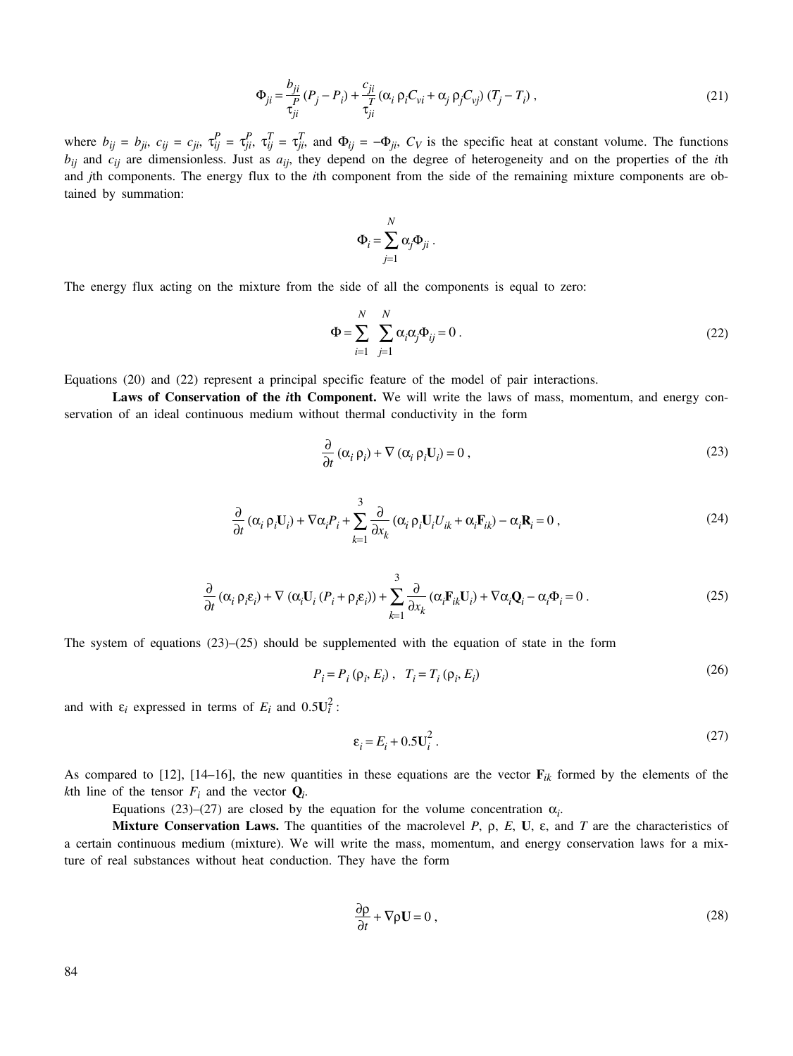$$\Phi_{ji} = \frac{b_{ji}}{\tau_{ji}^P}(P_j - P_i) + \frac{c_{ji}}{\tau_{ji}^T}(\alpha_i \rho_i C_{vi} + \alpha_j \rho_j C_{vj})(T_j - T_i), \tag{21}$$

where $b_{ij} = b_{ji}$, $c_{ij} = c_{ji}$, $\tau_{ij}^P = \tau_{ji}^P$, $\tau_{ij}^T = \tau_{ji}^T$, and $\Phi_{ij} = -\Phi_{ji}$, $C_V$ is the specific heat at constant volume. The functions $b_{ij}$ and $c_{ij}$ are dimensionless. Just as $a_{ij}$, they depend on the degree of heterogeneity and on the properties of the $i$th and $j$th components. The energy flux to the $i$th component from the side of the remaining mixture components are obtained by summation:

$$\Phi_i = \sum_{j=1}^{N} \alpha_j \Phi_{ji}.$$

The energy flux acting on the mixture from the side of all the components is equal to zero:

$$\Phi = \sum_{i=1}^{N} \sum_{j=1}^{N} \alpha_i \alpha_j \Phi_{ij} = 0. \tag{22}$$

Equations (20) and (22) represent a principal specific feature of the model of pair interactions.

**Laws of Conservation of the *i*th Component.** We will write the laws of mass, momentum, and energy conservation of an ideal continuous medium without thermal conductivity in the form

$$\frac{\partial}{\partial t}(\alpha_i \rho_i) + \nabla(\alpha_i \rho_i \mathbf{U}_i) = 0, \tag{23}$$

$$\frac{\partial}{\partial t}(\alpha_i \rho_i \mathbf{U}_i) + \nabla \alpha_i P_i + \sum_{k=1}^{3} \frac{\partial}{\partial x_k}(\alpha_i \rho_i \mathbf{U}_i U_{ik} + \alpha_i \mathbf{F}_{ik}) - \alpha_i \mathbf{R}_i = 0, \tag{24}$$

$$\frac{\partial}{\partial t}(\alpha_i \rho_i \varepsilon_i) + \nabla(\alpha_i \mathbf{U}_i (P_i + \rho_i \varepsilon_i)) + \sum_{k=1}^{3} \frac{\partial}{\partial x_k}(\alpha_i \mathbf{F}_{ik} \mathbf{U}_i) + \nabla \alpha_i \mathbf{Q}_i - \alpha_i \Phi_i = 0. \tag{25}$$

The system of equations (23)–(25) should be supplemented with the equation of state in the form

$$P_i = P_i(\rho_i, E_i), \quad T_i = T_i(\rho_i, E_i) \tag{26}$$

and with $\varepsilon_i$ expressed in terms of $E_i$ and $0.5\mathbf{U}_i^2$:

$$\varepsilon_i = E_i + 0.5\mathbf{U}_i^2. \tag{27}$$

As compared to [12], [14–16], the new quantities in these equations are the vector $\mathbf{F}_{ik}$ formed by the elements of the $k$th line of the tensor $F_i$ and the vector $\mathbf{Q}_i$.

Equations (23)–(27) are closed by the equation for the volume concentration $\alpha_i$.

**Mixture Conservation Laws.** The quantities of the macrolevel $P$, $\rho$, $E$, $\mathbf{U}$, $\varepsilon$, and $T$ are the characteristics of a certain continuous medium (mixture). We will write the mass, momentum, and energy conservation laws for a mixture of real substances without heat conduction. They have the form

$$\frac{\partial \rho}{\partial t} + \nabla \rho \mathbf{U} = 0, \tag{28}$$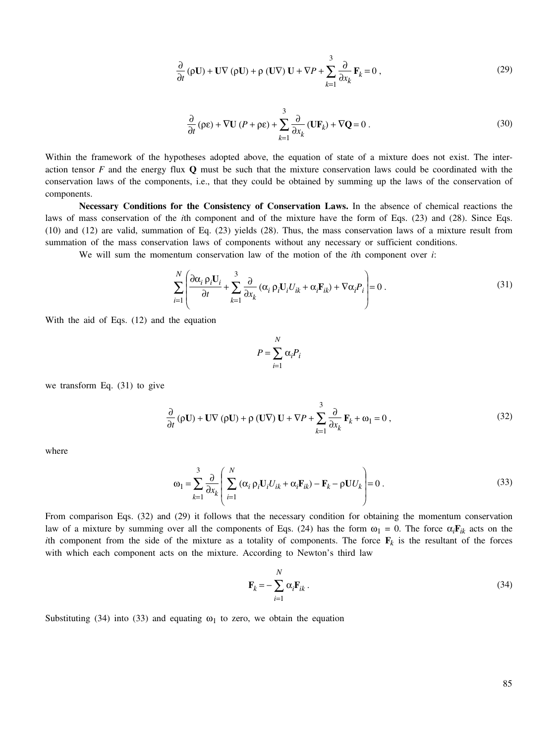$$\frac{\partial}{\partial t}(\rho \mathbf{U}) + \mathbf{U}\nabla(\rho \mathbf{U}) + \rho(\mathbf{U}\nabla)\mathbf{U} + \nabla P + \sum_{k=1}^{3} \frac{\partial}{\partial x_k} \mathbf{F}_k = 0 , \tag{29}$$

$$\frac{\partial}{\partial t}(\rho\varepsilon) + \nabla \mathbf{U}(P + \rho\varepsilon) + \sum_{k=1}^{3} \frac{\partial}{\partial x_k}(\mathbf{U}\mathbf{F}_k) + \nabla \mathbf{Q} = 0 . \tag{30}$$

Within the framework of the hypotheses adopted above, the equation of state of a mixture does not exist. The interaction tensor $F$ and the energy flux $\mathbf{Q}$ must be such that the mixture conservation laws could be coordinated with the conservation laws of the components, i.e., that they could be obtained by summing up the laws of the conservation of components.

**Necessary Conditions for the Consistency of Conservation Laws.** In the absence of chemical reactions the laws of mass conservation of the $i$th component and of the mixture have the form of Eqs. (23) and (28). Since Eqs. (10) and (12) are valid, summation of Eq. (23) yields (28). Thus, the mass conservation laws of a mixture result from summation of the mass conservation laws of components without any necessary or sufficient conditions.

We will sum the momentum conservation law of the motion of the $i$th component over $i$:

$$\sum_{i=1}^{N} \left( \frac{\partial \alpha_i \rho_i \mathbf{U}_i}{\partial t} + \sum_{k=1}^{3} \frac{\partial}{\partial x_k}(\alpha_i \rho_i \mathbf{U}_i U_{ik} + \alpha_i \mathbf{F}_{ik}) + \nabla \alpha_i P_i \right) = 0 . \tag{31}$$

With the aid of Eqs. (12) and the equation

$$P = \sum_{i=1}^{N} \alpha_i P_i$$

we transform Eq. (31) to give

$$\frac{\partial}{\partial t}(\rho \mathbf{U}) + \mathbf{U}\nabla(\rho \mathbf{U}) + \rho(\mathbf{U}\nabla)\mathbf{U} + \nabla P + \sum_{k=1}^{3} \frac{\partial}{\partial x_k} \mathbf{F}_k + \omega_1 = 0 , \tag{32}$$

where

$$\omega_1 = \sum_{k=1}^{3} \frac{\partial}{\partial x_k} \left( \sum_{i=1}^{N} (\alpha_i \rho_i \mathbf{U}_i U_{ik} + \alpha_i \mathbf{F}_{ik}) - \mathbf{F}_k - \rho \mathbf{U} U_k \right) = 0 . \tag{33}$$

From comparison Eqs. (32) and (29) it follows that the necessary condition for obtaining the momentum conservation law of a mixture by summing over all the components of Eqs. (24) has the form $\omega_1 = 0$. The force $\alpha_i \mathbf{F}_{ik}$ acts on the $i$th component from the side of the mixture as a totality of components. The force $\mathbf{F}_k$ is the resultant of the forces with which each component acts on the mixture. According to Newton's third law

$$\mathbf{F}_k = -\sum_{i=1}^{N} \alpha_i \mathbf{F}_{ik} . \tag{34}$$

Substituting (34) into (33) and equating $\omega_1$ to zero, we obtain the equation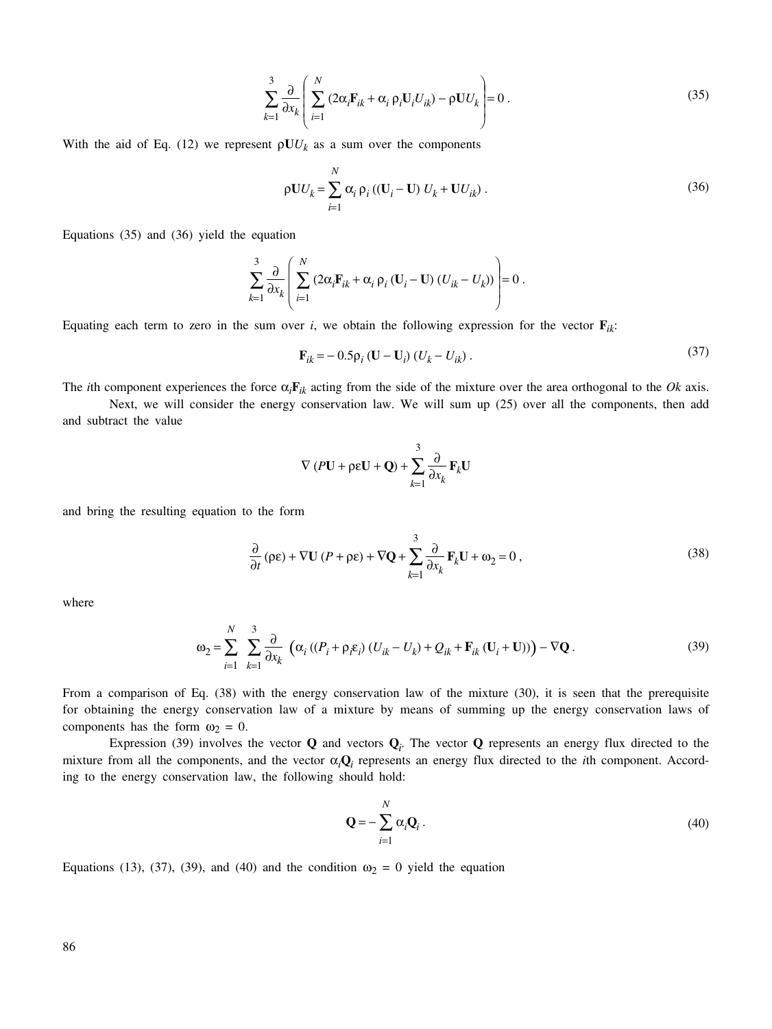$$\sum_{k=1}^{3} \frac{\partial}{\partial x_k} \left( \sum_{i=1}^{N} (2\alpha_i \mathbf{F}_{ik} + \alpha_i \rho_i \mathbf{U}_i U_{ik}) - \rho \mathbf{U} U_k \right) = 0 . \tag{35}$$

With the aid of Eq. (12) we represent $\rho \mathbf{U} U_k$ as a sum over the components

$$\rho \mathbf{U} U_k = \sum_{i=1}^{N} \alpha_i \rho_i \left( (\mathbf{U}_i - \mathbf{U}) U_k + \mathbf{U} U_{ik} \right) . \tag{36}$$

Equations (35) and (36) yield the equation

$$\sum_{k=1}^{3} \frac{\partial}{\partial x_k} \left( \sum_{i=1}^{N} (2\alpha_i \mathbf{F}_{ik} + \alpha_i \rho_i (\mathbf{U}_i - \mathbf{U}) (U_{ik} - U_k)) \right) = 0 .$$

Equating each term to zero in the sum over $i$, we obtain the following expression for the vector $\mathbf{F}_{ik}$:

$$\mathbf{F}_{ik} = -0.5 \rho_i (\mathbf{U} - \mathbf{U}_i) (U_k - U_{ik}) . \tag{37}$$

The $i$th component experiences the force $\alpha_i \mathbf{F}_{ik}$ acting from the side of the mixture over the area orthogonal to the $Ok$ axis.

Next, we will consider the energy conservation law. We will sum up (25) over all the components, then add and subtract the value

$$\nabla (P\mathbf{U} + \rho \varepsilon \mathbf{U} + \mathbf{Q}) + \sum_{k=1}^{3} \frac{\partial}{\partial x_k} \mathbf{F}_k \mathbf{U}$$

and bring the resulting equation to the form

$$\frac{\partial}{\partial t} (\rho \varepsilon) + \nabla \mathbf{U} (P + \rho \varepsilon) + \nabla \mathbf{Q} + \sum_{k=1}^{3} \frac{\partial}{\partial x_k} \mathbf{F}_k \mathbf{U} + \omega_2 = 0 , \tag{38}$$

where

$$\omega_2 = \sum_{i=1}^{N} \sum_{k=1}^{3} \frac{\partial}{\partial x_k} \Big( \alpha_i \left( (P_i + \rho_i \varepsilon_i) (U_{ik} - U_k) + Q_{ik} + \mathbf{F}_{ik} (\mathbf{U}_i + \mathbf{U}) \right) \Big) - \nabla \mathbf{Q} . \tag{39}$$

From a comparison of Eq. (38) with the energy conservation law of the mixture (30), it is seen that the prerequisite for obtaining the energy conservation law of a mixture by means of summing up the energy conservation laws of components has the form $\omega_2 = 0$.

Expression (39) involves the vector $\mathbf{Q}$ and vectors $\mathbf{Q}_i$. The vector $\mathbf{Q}$ represents an energy flux directed to the mixture from all the components, and the vector $\alpha_i \mathbf{Q}_i$ represents an energy flux directed to the $i$th component. According to the energy conservation law, the following should hold:

$$\mathbf{Q} = -\sum_{i=1}^{N} \alpha_i \mathbf{Q}_i . \tag{40}$$

Equations (13), (37), (39), and (40) and the condition $\omega_2 = 0$ yield the equation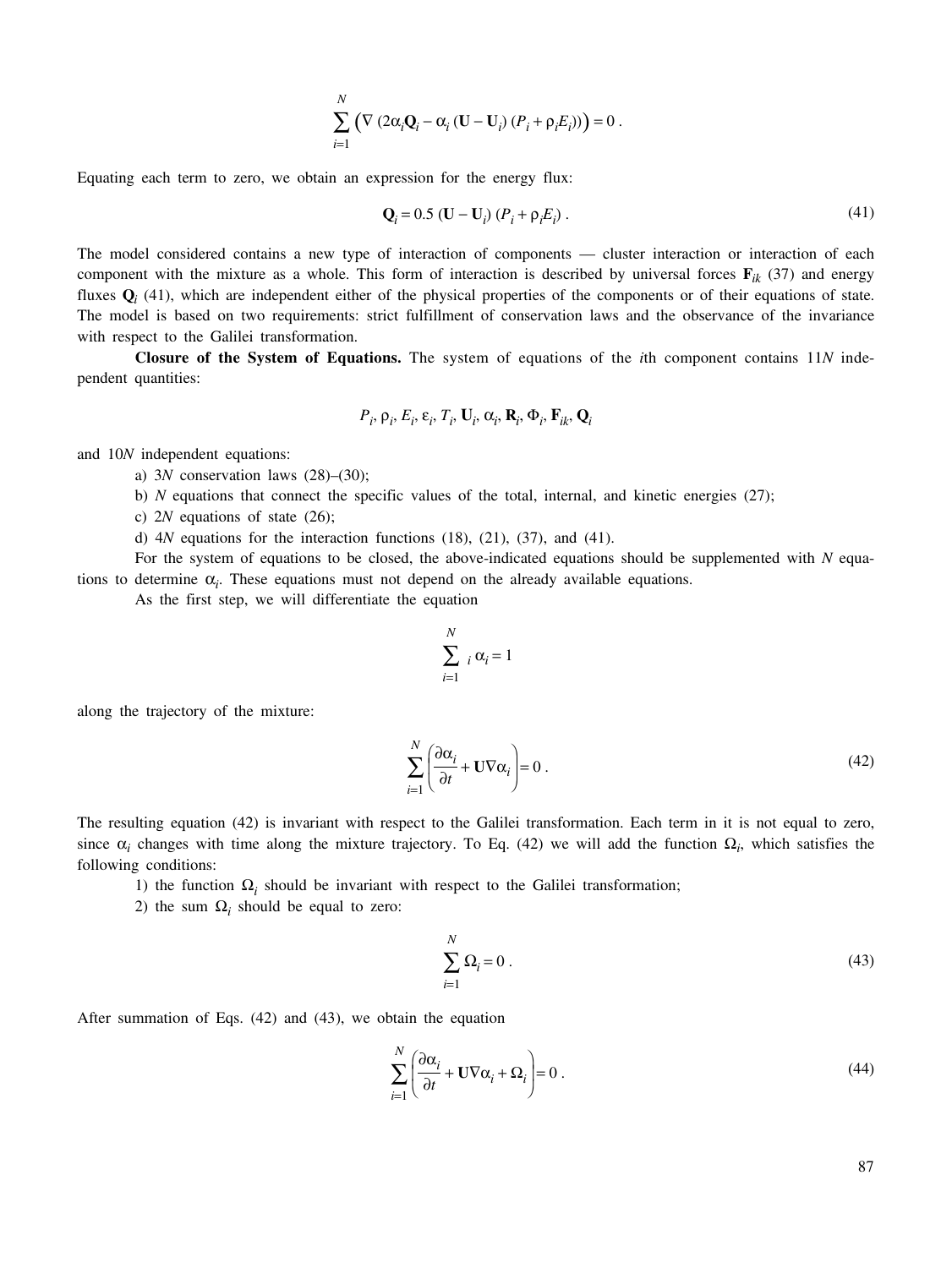$$\sum_{i=1}^{N} \left( \nabla \left( 2\alpha_i \mathbf{Q}_i - \alpha_i \left( \mathbf{U} - \mathbf{U}_i \right) \left( P_i + \rho_i E_i \right) \right) \right) = 0 \, .$$

Equating each term to zero, we obtain an expression for the energy flux:

$$\mathbf{Q}_i = 0.5 \left( \mathbf{U} - \mathbf{U}_i \right) \left( P_i + \rho_i E_i \right) . \tag{41}$$

The model considered contains a new type of interaction of components — cluster interaction or interaction of each component with the mixture as a whole. This form of interaction is described by universal forces $\mathbf{F}_{ik}$ (37) and energy fluxes $\mathbf{Q}_i$ (41), which are independent either of the physical properties of the components or of their equations of state. The model is based on two requirements: strict fulfillment of conservation laws and the observance of the invariance with respect to the Galilei transformation.

**Closure of the System of Equations.** The system of equations of the $i$th component contains $11N$ independent quantities:

$$P_i, \rho_i, E_i, \varepsilon_i, T_i, \mathbf{U}_i, \alpha_i, \mathbf{R}_i, \Phi_i, \mathbf{F}_{ik}, \mathbf{Q}_i$$

and $10N$ independent equations:

a) $3N$ conservation laws (28)–(30);

b) $N$ equations that connect the specific values of the total, internal, and kinetic energies (27);

c) $2N$ equations of state (26);

d) $4N$ equations for the interaction functions (18), (21), (37), and (41).

For the system of equations to be closed, the above-indicated equations should be supplemented with $N$ equations to determine $\alpha_i$. These equations must not depend on the already available equations.

As the first step, we will differentiate the equation

$$\sum_{i=1}^{N} {}_i \, \alpha_i = 1$$

along the trajectory of the mixture:

$$\sum_{i=1}^{N} \left( \frac{\partial \alpha_i}{\partial t} + \mathbf{U} \nabla \alpha_i \right) = 0 \, . \tag{42}$$

The resulting equation (42) is invariant with respect to the Galilei transformation. Each term in it is not equal to zero, since $\alpha_i$ changes with time along the mixture trajectory. To Eq. (42) we will add the function $\Omega_i$, which satisfies the following conditions:

1) the function $\Omega_i$ should be invariant with respect to the Galilei transformation;

2) the sum $\Omega_i$ should be equal to zero:

$$\sum_{i=1}^{N} \Omega_i = 0 \, . \tag{43}$$

After summation of Eqs. (42) and (43), we obtain the equation

$$\sum_{i=1}^{N} \left( \frac{\partial \alpha_i}{\partial t} + \mathbf{U} \nabla \alpha_i + \Omega_i \right) = 0 \, . \tag{44}$$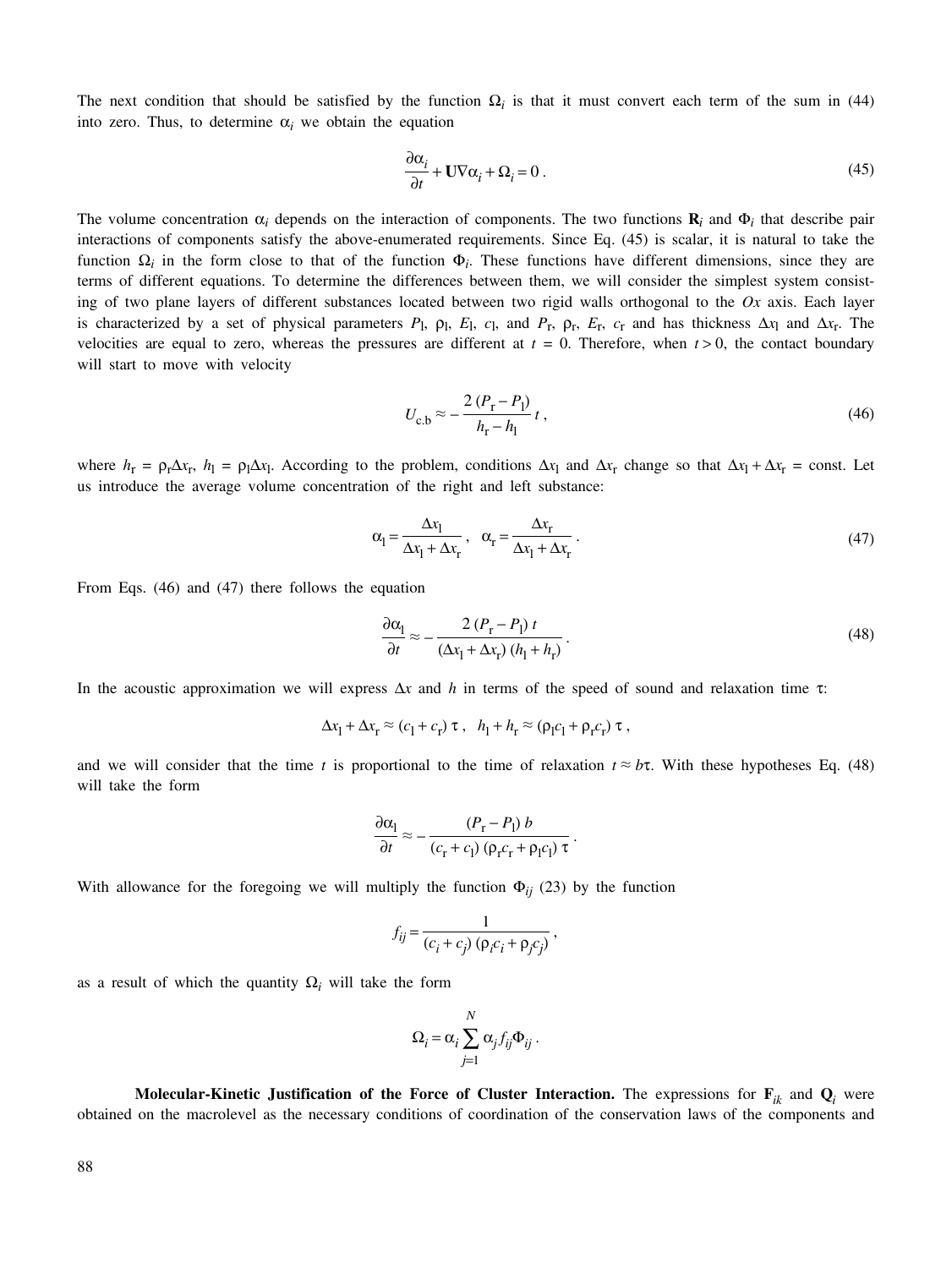The next condition that should be satisfied by the function $\Omega_i$ is that it must convert each term of the sum in (44) into zero. Thus, to determine $\alpha_i$ we obtain the equation

$$\frac{\partial \alpha_i}{\partial t} + \mathbf{U}\nabla\alpha_i + \Omega_i = 0 \,. \tag{45}$$

The volume concentration $\alpha_i$ depends on the interaction of components. The two functions $\mathbf{R}_i$ and $\Phi_i$ that describe pair interactions of components satisfy the above-enumerated requirements. Since Eq. (45) is scalar, it is natural to take the function $\Omega_i$ in the form close to that of the function $\Phi_i$. These functions have different dimensions, since they are terms of different equations. To determine the differences between them, we will consider the simplest system consisting of two plane layers of different substances located between two rigid walls orthogonal to the $Ox$ axis. Each layer is characterized by a set of physical parameters $P_\mathrm{l}$, $\rho_\mathrm{l}$, $E_\mathrm{l}$, $c_\mathrm{l}$, and $P_\mathrm{r}$, $\rho_\mathrm{r}$, $E_\mathrm{r}$, $c_\mathrm{r}$ and has thickness $\Delta x_\mathrm{l}$ and $\Delta x_\mathrm{r}$. The velocities are equal to zero, whereas the pressures are different at $t = 0$. Therefore, when $t > 0$, the contact boundary will start to move with velocity

$$U_{\mathrm{c.b}} \approx -\frac{2\,(P_\mathrm{r} - P_\mathrm{l})}{h_\mathrm{r} - h_\mathrm{l}}\, t \,, \tag{46}$$

where $h_\mathrm{r} = \rho_\mathrm{r}\Delta x_\mathrm{r}$, $h_\mathrm{l} = \rho_\mathrm{l}\Delta x_\mathrm{l}$. According to the problem, conditions $\Delta x_\mathrm{l}$ and $\Delta x_\mathrm{r}$ change so that $\Delta x_\mathrm{l} + \Delta x_\mathrm{r} = \mathrm{const}$. Let us introduce the average volume concentration of the right and left substance:

$$\alpha_\mathrm{l} = \frac{\Delta x_\mathrm{l}}{\Delta x_\mathrm{l} + \Delta x_\mathrm{r}} \,, \quad \alpha_\mathrm{r} = \frac{\Delta x_\mathrm{r}}{\Delta x_\mathrm{l} + \Delta x_\mathrm{r}} \,. \tag{47}$$

From Eqs. (46) and (47) there follows the equation

$$\frac{\partial \alpha_\mathrm{l}}{\partial t} \approx -\frac{2\,(P_\mathrm{r} - P_\mathrm{l})\, t}{(\Delta x_\mathrm{l} + \Delta x_\mathrm{r})\,(h_\mathrm{l} + h_\mathrm{r})} \,. \tag{48}$$

In the acoustic approximation we will express $\Delta x$ and $h$ in terms of the speed of sound and relaxation time $\tau$:

$$\Delta x_\mathrm{l} + \Delta x_\mathrm{r} \approx (c_\mathrm{l} + c_\mathrm{r})\,\tau \,, \quad h_\mathrm{l} + h_\mathrm{r} \approx (\rho_\mathrm{l} c_\mathrm{l} + \rho_\mathrm{r} c_\mathrm{r})\,\tau \,,$$

and we will consider that the time $t$ is proportional to the time of relaxation $t \approx b\tau$. With these hypotheses Eq. (48) will take the form

$$\frac{\partial \alpha_\mathrm{l}}{\partial t} \approx -\frac{(P_\mathrm{r} - P_\mathrm{l})\, b}{(c_\mathrm{r} + c_\mathrm{l})\,(\rho_\mathrm{r} c_\mathrm{r} + \rho_\mathrm{l} c_\mathrm{l})\,\tau} \,.$$

With allowance for the foregoing we will multiply the function $\Phi_{ij}$ (23) by the function

$$f_{ij} = \frac{1}{(c_i + c_j)\,(\rho_i c_i + \rho_j c_j)} \,,$$

as a result of which the quantity $\Omega_i$ will take the form

$$\Omega_i = \alpha_i \sum_{j=1}^{N} \alpha_j f_{ij} \Phi_{ij} \,.$$

**Molecular-Kinetic Justification of the Force of Cluster Interaction.** The expressions for $\mathbf{F}_{ik}$ and $\mathbf{Q}_i$ were obtained on the macrolevel as the necessary conditions of coordination of the conservation laws of the components and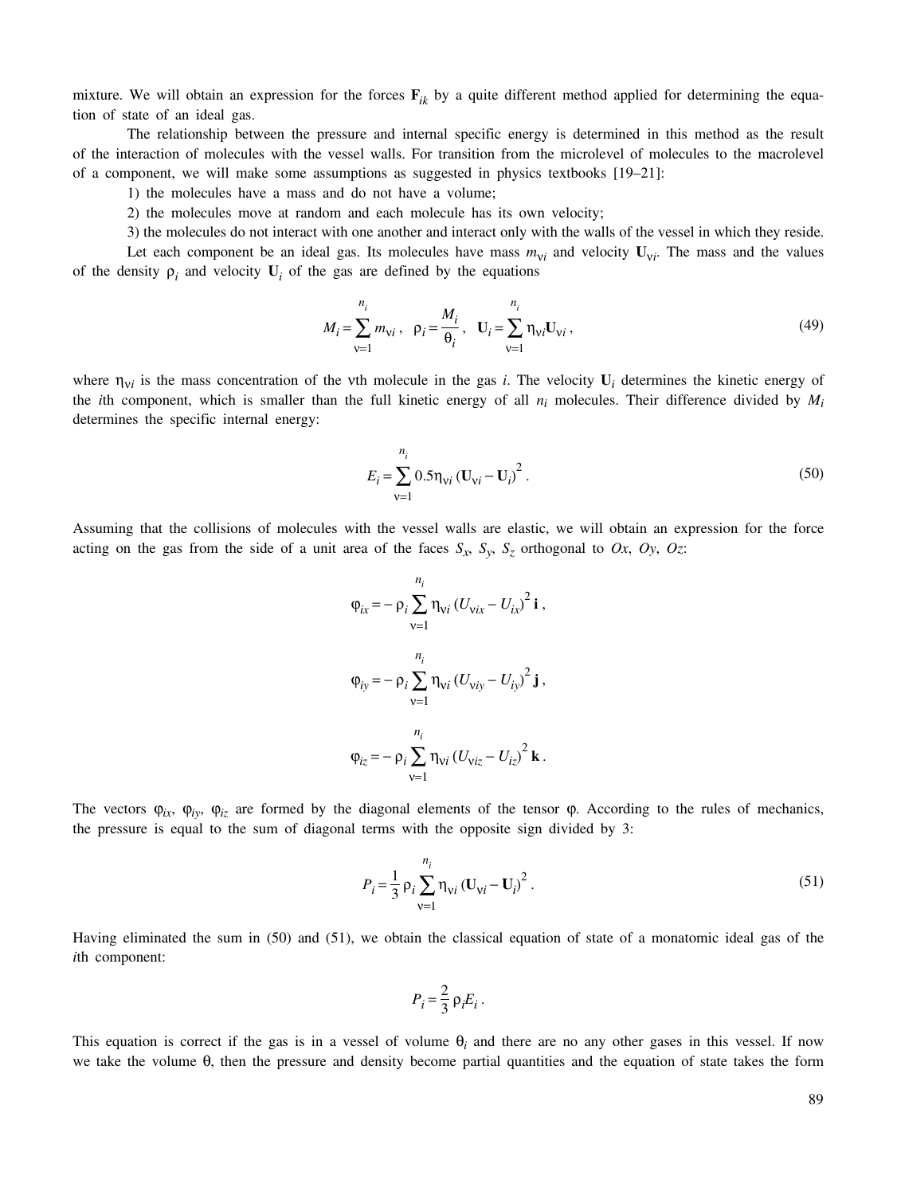mixture. We will obtain an expression for the forces $\mathbf{F}_{ik}$ by a quite different method applied for determining the equation of state of an ideal gas.

The relationship between the pressure and internal specific energy is determined in this method as the result of the interaction of molecules with the vessel walls. For transition from the microlevel of molecules to the macrolevel of a component, we will make some assumptions as suggested in physics textbooks [19–21]:

1) the molecules have a mass and do not have a volume;

2) the molecules move at random and each molecule has its own velocity;

3) the molecules do not interact with one another and interact only with the walls of the vessel in which they reside.

Let each component be an ideal gas. Its molecules have mass $m_{\nu i}$ and velocity $\mathbf{U}_{\nu i}$. The mass and the values of the density $\rho_i$ and velocity $\mathbf{U}_i$ of the gas are defined by the equations

$$M_i = \sum_{\nu=1}^{n_i} m_{\nu i}\,, \quad \rho_i = \frac{M_i}{\theta_i}\,, \quad \mathbf{U}_i = \sum_{\nu=1}^{n_i} \eta_{\nu i} \mathbf{U}_{\nu i}\,, \tag{49}$$

where $\eta_{\nu i}$ is the mass concentration of the $\nu$th molecule in the gas $i$. The velocity $\mathbf{U}_i$ determines the kinetic energy of the $i$th component, which is smaller than the full kinetic energy of all $n_i$ molecules. Their difference divided by $M_i$ determines the specific internal energy:

$$E_i = \sum_{\nu=1}^{n_i} 0.5 \eta_{\nu i} (\mathbf{U}_{\nu i} - \mathbf{U}_i)^2\,. \tag{50}$$

Assuming that the collisions of molecules with the vessel walls are elastic, we will obtain an expression for the force acting on the gas from the side of a unit area of the faces $S_x$, $S_y$, $S_z$ orthogonal to $Ox$, $Oy$, $Oz$:

$$\varphi_{ix} = -\rho_i \sum_{\nu=1}^{n_i} \eta_{\nu i} (U_{\nu ix} - U_{ix})^2 \, \mathbf{i}\,,$$

$$\varphi_{iy} = -\rho_i \sum_{\nu=1}^{n_i} \eta_{\nu i} (U_{\nu iy} - U_{iy})^2 \, \mathbf{j}\,,$$

$$\varphi_{iz} = -\rho_i \sum_{\nu=1}^{n_i} \eta_{\nu i} (U_{\nu iz} - U_{iz})^2 \, \mathbf{k}\,.$$

The vectors $\varphi_{ix}$, $\varphi_{iy}$, $\varphi_{iz}$ are formed by the diagonal elements of the tensor $\varphi$. According to the rules of mechanics, the pressure is equal to the sum of diagonal terms with the opposite sign divided by 3:

$$P_i = \frac{1}{3} \rho_i \sum_{\nu=1}^{n_i} \eta_{\nu i} (\mathbf{U}_{\nu i} - \mathbf{U}_i)^2\,. \tag{51}$$

Having eliminated the sum in (50) and (51), we obtain the classical equation of state of a monatomic ideal gas of the $i$th component:

$$P_i = \frac{2}{3} \rho_i E_i\,.$$

This equation is correct if the gas is in a vessel of volume $\theta_i$ and there are no any other gases in this vessel. If now we take the volume $\theta$, then the pressure and density become partial quantities and the equation of state takes the form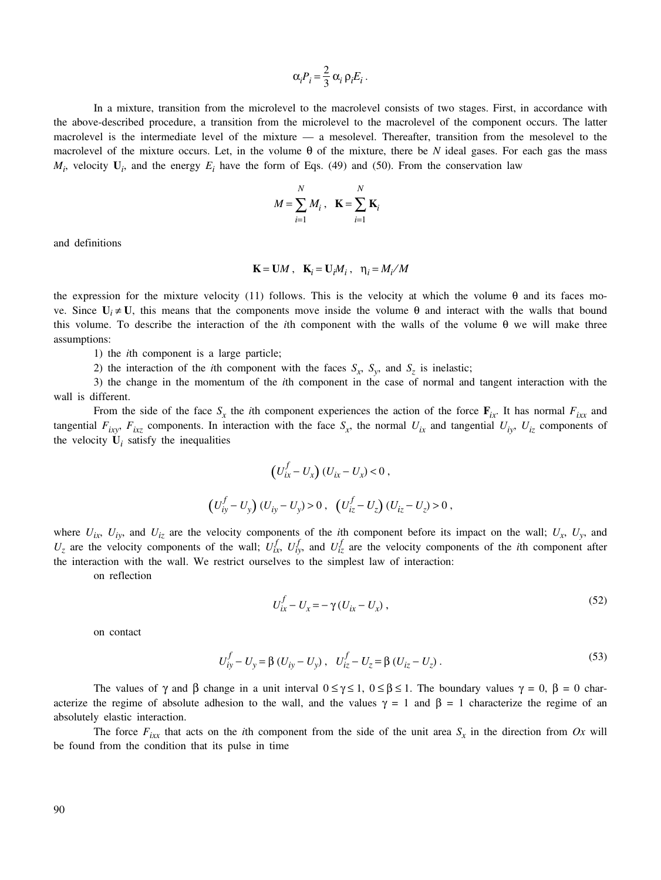$$\alpha_i P_i = \frac{2}{3}\,\alpha_i\,\rho_i E_i\,.$$

In a mixture, transition from the microlevel to the macrolevel consists of two stages. First, in accordance with the above-described procedure, a transition from the microlevel to the macrolevel of the component occurs. The latter macrolevel is the intermediate level of the mixture — a mesolevel. Thereafter, transition from the mesolevel to the macrolevel of the mixture occurs. Let, in the volume $\theta$ of the mixture, there be $N$ ideal gases. For each gas the mass $M_i$, velocity $\mathbf{U}_i$, and the energy $E_i$ have the form of Eqs. (49) and (50). From the conservation law

$$M = \sum_{i=1}^{N} M_i\,, \quad \mathbf{K} = \sum_{i=1}^{N} \mathbf{K}_i$$

and definitions

$$\mathbf{K} = \mathbf{U}M\,, \quad \mathbf{K}_i = \mathbf{U}_i M_i\,, \quad \eta_i = M_i/M$$

the expression for the mixture velocity (11) follows. This is the velocity at which the volume $\theta$ and its faces move. Since $\mathbf{U}_i \neq \mathbf{U}$, this means that the components move inside the volume $\theta$ and interact with the walls that bound this volume. To describe the interaction of the $i$th component with the walls of the volume $\theta$ we will make three assumptions:

1) the $i$th component is a large particle;

2) the interaction of the $i$th component with the faces $S_x$, $S_y$, and $S_z$ is inelastic;

3) the change in the momentum of the $i$th component in the case of normal and tangent interaction with the wall is different.

From the side of the face $S_x$ the $i$th component experiences the action of the force $\mathbf{F}_{ix}$. It has normal $F_{ixx}$ and tangential $F_{ixy}$, $F_{ixz}$ components. In interaction with the face $S_x$, the normal $U_{ix}$ and tangential $U_{iy}$, $U_{iz}$ components of the velocity $\mathbf{U}_i$ satisfy the inequalities

$$\left(U_{ix}^{f} - U_x\right)(U_{ix} - U_x) < 0\,,$$

$$\left(U_{iy}^{f} - U_y\right)(U_{iy} - U_y) > 0\,, \quad \left(U_{iz}^{f} - U_z\right)(U_{iz} - U_z) > 0\,,$$

where $U_{ix}$, $U_{iy}$, and $U_{iz}$ are the velocity components of the $i$th component before its impact on the wall; $U_x$, $U_y$, and $U_z$ are the velocity components of the wall; $U_{ix}^{f}$, $U_{iy}^{f}$, and $U_{iz}^{f}$ are the velocity components of the $i$th component after the interaction with the wall. We restrict ourselves to the simplest law of interaction:

on reflection

$$U_{ix}^{f} - U_x = -\,\gamma\,(U_{ix} - U_x)\,, \tag{52}$$

on contact

$$U_{iy}^{f} - U_y = \beta\,(U_{iy} - U_y)\,, \quad U_{iz}^{f} - U_z = \beta\,(U_{iz} - U_z)\,. \tag{53}$$

The values of $\gamma$ and $\beta$ change in a unit interval $0 \le \gamma \le 1$, $0 \le \beta \le 1$. The boundary values $\gamma = 0$, $\beta = 0$ characterize the regime of absolute adhesion to the wall, and the values $\gamma = 1$ and $\beta = 1$ characterize the regime of an absolutely elastic interaction.

The force $F_{ixx}$ that acts on the $i$th component from the side of the unit area $S_x$ in the direction from $Ox$ will be found from the condition that its pulse in time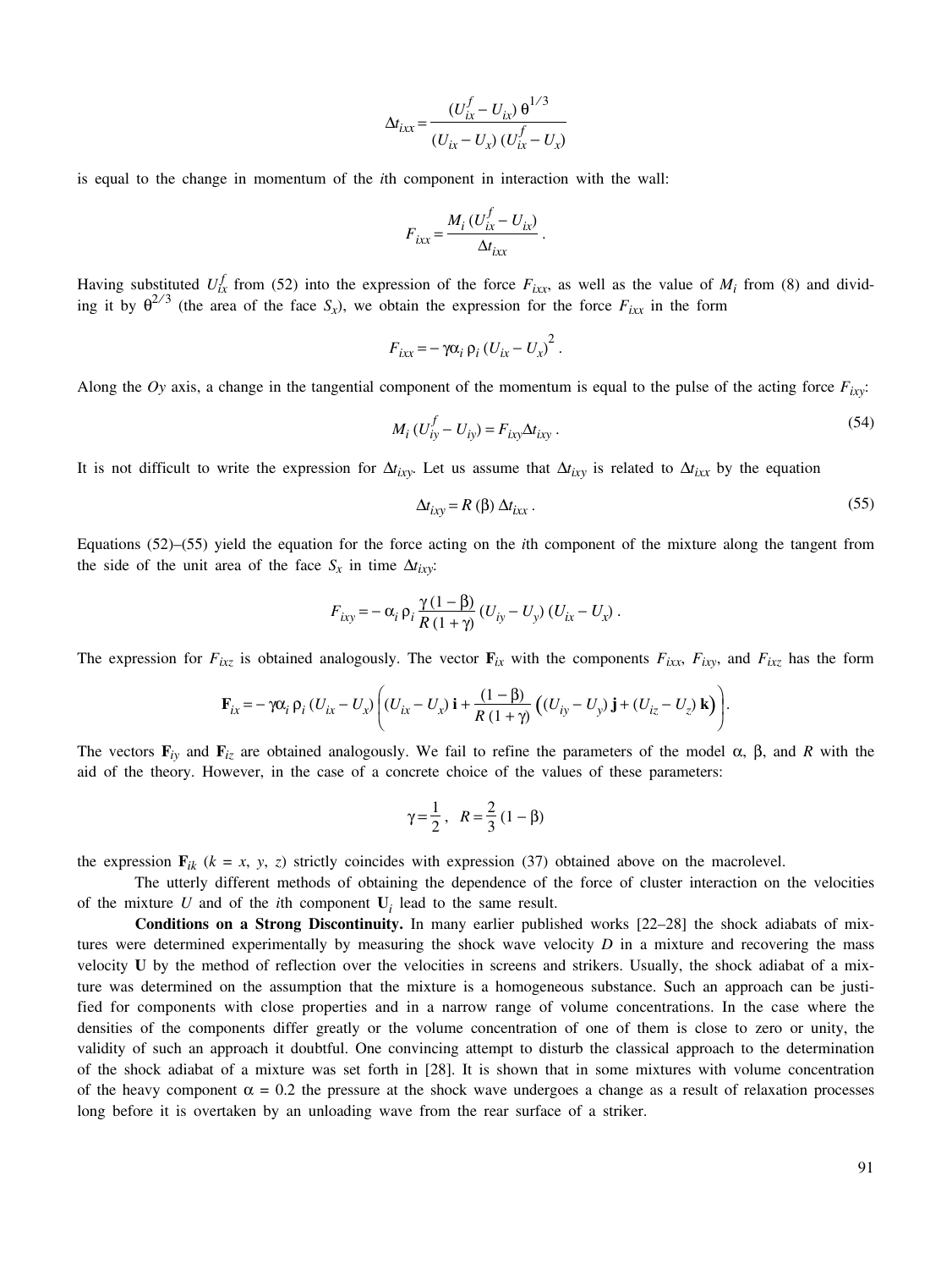$$\Delta t_{ixx} = \frac{(U_{ix}^f - U_{ix})\,\theta^{1/3}}{(U_{ix} - U_x)\,(U_{ix}^f - U_x)}$$

is equal to the change in momentum of the *i*th component in interaction with the wall:

$$F_{ixx} = \frac{M_i\,(U_{ix}^f - U_{ix})}{\Delta t_{ixx}}\,.$$

Having substituted $U_{ix}^f$ from (52) into the expression of the force $F_{ixx}$, as well as the value of $M_i$ from (8) and dividing it by $\theta^{2/3}$ (the area of the face $S_x$), we obtain the expression for the force $F_{ixx}$ in the form

$$F_{ixx} = -\,\gamma\alpha_i\,\rho_i\,(U_{ix} - U_x)^2\,.$$

Along the *Oy* axis, a change in the tangential component of the momentum is equal to the pulse of the acting force $F_{ixy}$:

$$M_i\,(U_{iy}^f - U_{iy}) = F_{ixy}\Delta t_{ixy}\,. \tag{54}$$

It is not difficult to write the expression for $\Delta t_{ixy}$. Let us assume that $\Delta t_{ixy}$ is related to $\Delta t_{ixx}$ by the equation

$$\Delta t_{ixy} = R\,(\beta)\,\Delta t_{ixx}\,. \tag{55}$$

Equations (52)–(55) yield the equation for the force acting on the *i*th component of the mixture along the tangent from the side of the unit area of the face $S_x$ in time $\Delta t_{ixy}$:

$$F_{ixy} = -\,\alpha_i\,\rho_i\,\frac{\gamma\,(1 - \beta)}{R\,(1 + \gamma)}\,(U_{iy} - U_y)\,(U_{ix} - U_x)\,.$$

The expression for $F_{ixz}$ is obtained analogously. The vector $\mathbf{F}_{ix}$ with the components $F_{ixx}$, $F_{ixy}$, and $F_{ixz}$ has the form

$$\mathbf{F}_{ix} = -\,\gamma\alpha_i\,\rho_i\,(U_{ix} - U_x)\left((U_{ix} - U_x)\,\mathbf{i} + \frac{(1 - \beta)}{R\,(1 + \gamma)}\Big((U_{iy} - U_y)\,\mathbf{j} + (U_{iz} - U_z)\,\mathbf{k}\Big)\right).$$

The vectors $\mathbf{F}_{iy}$ and $\mathbf{F}_{iz}$ are obtained analogously. We fail to refine the parameters of the model $\alpha$, $\beta$, and $R$ with the aid of the theory. However, in the case of a concrete choice of the values of these parameters:

$$\gamma = \frac{1}{2}\,, \quad R = \frac{2}{3}\,(1 - \beta)$$

the expression $\mathbf{F}_{ik}$ ($k = x, y, z$) strictly coincides with expression (37) obtained above on the macrolevel.

The utterly different methods of obtaining the dependence of the force of cluster interaction on the velocities of the mixture $U$ and of the *i*th component $\mathbf{U}_i$ lead to the same result.

**Conditions on a Strong Discontinuity.** In many earlier published works [22–28] the shock adiabats of mixtures were determined experimentally by measuring the shock wave velocity $D$ in a mixture and recovering the mass velocity $\mathbf{U}$ by the method of reflection over the velocities in screens and strikers. Usually, the shock adiabat of a mixture was determined on the assumption that the mixture is a homogeneous substance. Such an approach can be justified for components with close properties and in a narrow range of volume concentrations. In the case where the densities of the components differ greatly or the volume concentration of one of them is close to zero or unity, the validity of such an approach it doubtful. One convincing attempt to disturb the classical approach to the determination of the shock adiabat of a mixture was set forth in [28]. It is shown that in some mixtures with volume concentration of the heavy component $\alpha = 0.2$ the pressure at the shock wave undergoes a change as a result of relaxation processes long before it is overtaken by an unloading wave from the rear surface of a striker.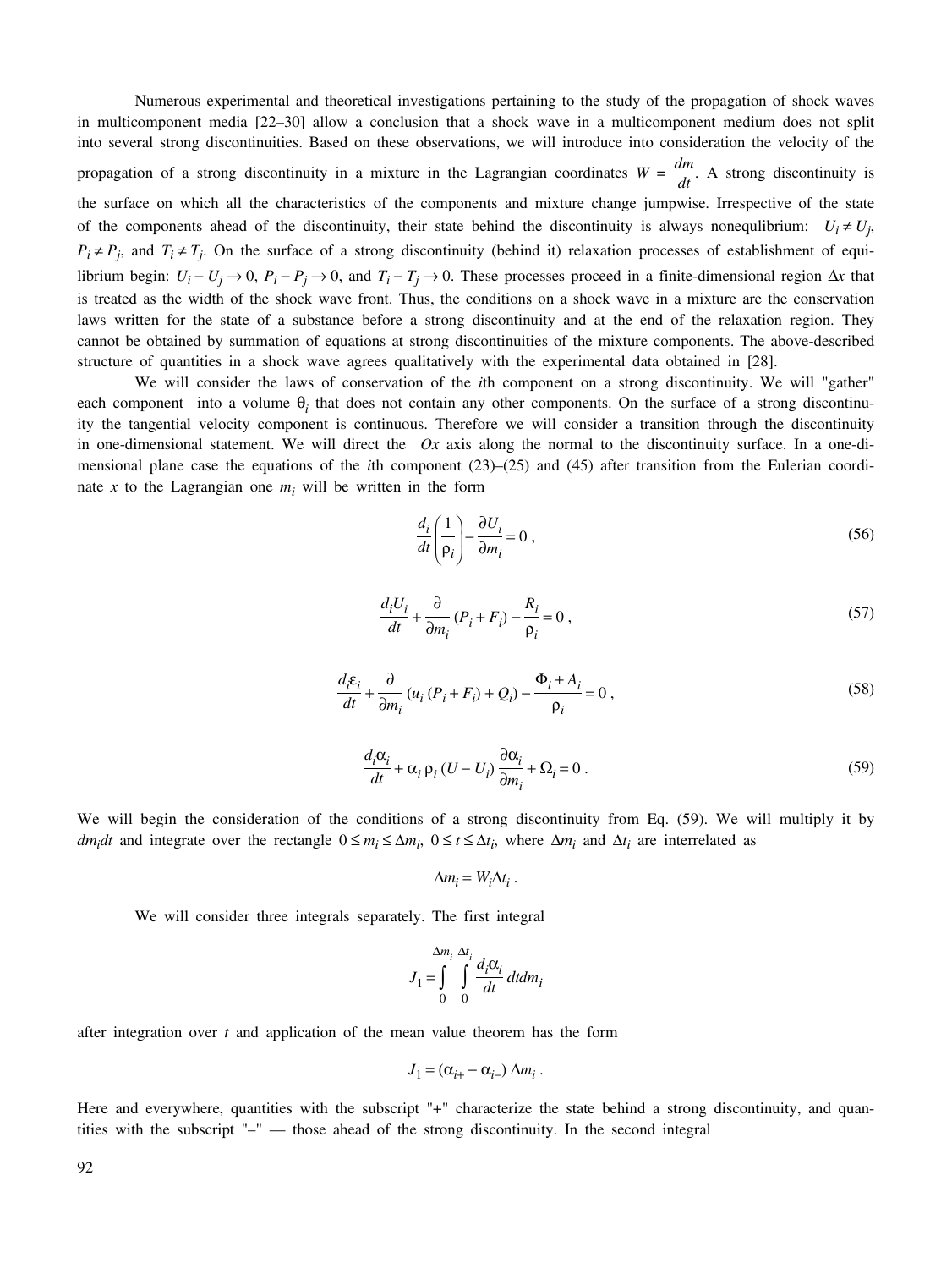Numerous experimental and theoretical investigations pertaining to the study of the propagation of shock waves in multicomponent media [22–30] allow a conclusion that a shock wave in a multicomponent medium does not split into several strong discontinuities. Based on these observations, we will introduce into consideration the velocity of the propagation of a strong discontinuity in a mixture in the Lagrangian coordinates $W = \frac{dm}{dt}$. A strong discontinuity is the surface on which all the characteristics of the components and mixture change jumpwise. Irrespective of the state of the components ahead of the discontinuity, their state behind the discontinuity is always nonequlibrium: $U_i \neq U_j$, $P_i \neq P_j$, and $T_i \neq T_j$. On the surface of a strong discontinuity (behind it) relaxation processes of establishment of equilibrium begin: $U_i - U_j \to 0$, $P_i - P_j \to 0$, and $T_i - T_j \to 0$. These processes proceed in a finite-dimensional region $\Delta x$ that is treated as the width of the shock wave front. Thus, the conditions on a shock wave in a mixture are the conservation laws written for the state of a substance before a strong discontinuity and at the end of the relaxation region. They cannot be obtained by summation of equations at strong discontinuities of the mixture components. The above-described structure of quantities in a shock wave agrees qualitatively with the experimental data obtained in [28].

We will consider the laws of conservation of the $i$th component on a strong discontinuity. We will "gather" each component into a volume $\theta_i$ that does not contain any other components. On the surface of a strong discontinuity the tangential velocity component is continuous. Therefore we will consider a transition through the discontinuity in one-dimensional statement. We will direct the $Ox$ axis along the normal to the discontinuity surface. In a one-dimensional plane case the equations of the $i$th component (23)–(25) and (45) after transition from the Eulerian coordinate $x$ to the Lagrangian one $m_i$ will be written in the form

$$\frac{d_i}{dt}\left(\frac{1}{\rho_i}\right) - \frac{\partial U_i}{\partial m_i} = 0 \,, \tag{56}$$

$$\frac{d_i U_i}{dt} + \frac{\partial}{\partial m_i}(P_i + F_i) - \frac{R_i}{\rho_i} = 0 \,, \tag{57}$$

$$\frac{d_i \varepsilon_i}{dt} + \frac{\partial}{\partial m_i}(u_i\,(P_i + F_i) + Q_i) - \frac{\Phi_i + A_i}{\rho_i} = 0 \,, \tag{58}$$

$$\frac{d_i \alpha_i}{dt} + \alpha_i\,\rho_i\,(U - U_i)\,\frac{\partial \alpha_i}{\partial m_i} + \Omega_i = 0 \,. \tag{59}$$

We will begin the consideration of the conditions of a strong discontinuity from Eq. (59). We will multiply it by $dm_i dt$ and integrate over the rectangle $0 \le m_i \le \Delta m_i$, $0 \le t \le \Delta t_i$, where $\Delta m_i$ and $\Delta t_i$ are interrelated as

$$\Delta m_i = W_i \Delta t_i \,.$$

We will consider three integrals separately. The first integral

$$J_1 = \int_0^{\Delta m_i} \int_0^{\Delta t_i} \frac{d_i \alpha_i}{dt}\, dt dm_i$$

after integration over $t$ and application of the mean value theorem has the form

$$J_1 = (\alpha_{i+} - \alpha_{i-})\,\Delta m_i \,.$$

Here and everywhere, quantities with the subscript "+" characterize the state behind a strong discontinuity, and quantities with the subscript "–" — those ahead of the strong discontinuity. In the second integral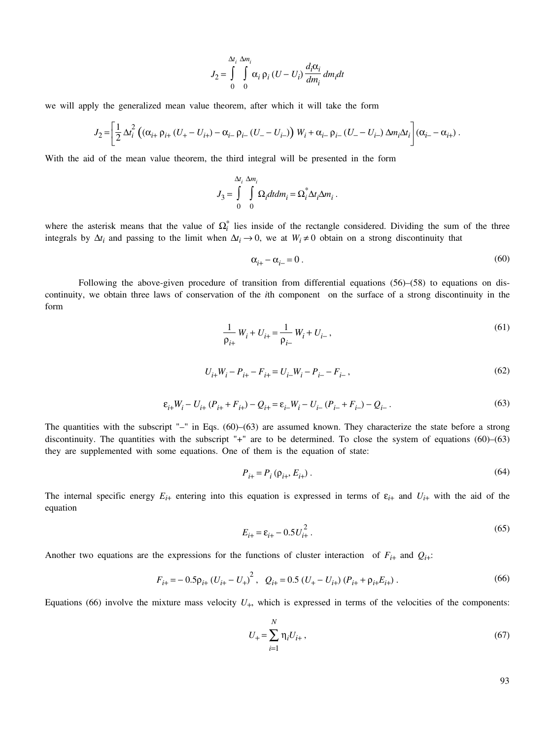$$J_2 = \int_0^{\Delta t_i} \int_0^{\Delta m_i} \alpha_i \, \rho_i \, (U - U_i) \frac{d_i \alpha_i}{dm_i} \, dm_i dt$$

we will apply the generalized mean value theorem, after which it will take the form

$$J_2 = \left[ \frac{1}{2} \Delta t_i^2 \left( (\alpha_{i+} \, \rho_{i+} \, (U_+ - U_{i+}) - \alpha_{i-} \, \rho_{i-} \, (U_- - U_{i-}) \right) W_i + \alpha_{i-} \, \rho_{i-} \, (U_- - U_{i-}) \, \Delta m_i \Delta t_i \right] (\alpha_{i-} - \alpha_{i+}) \, .$$

With the aid of the mean value theorem, the third integral will be presented in the form

$$J_3 = \int_0^{\Delta t_i} \int_0^{\Delta m_i} \Omega_i dt dm_i = \Omega_i^* \Delta t_i \Delta m_i \, .$$

where the asterisk means that the value of $\Omega_i^*$ lies inside of the rectangle considered. Dividing the sum of the three integrals by $\Delta t_i$ and passing to the limit when $\Delta t_i \to 0$, we at $W_i \neq 0$ obtain on a strong discontinuity that

$$\alpha_{i+} - \alpha_{i-} = 0 \, . \tag{60}$$

Following the above-given procedure of transition from differential equations (56)–(58) to equations on discontinuity, we obtain three laws of conservation of the $i$th component on the surface of a strong discontinuity in the form

$$\frac{1}{\rho_{i+}} W_i + U_{i+} = \frac{1}{\rho_{i-}} W_i + U_{i-} \, , \tag{61}$$

$$U_{i+} W_i - P_{i+} - F_{i+} = U_{i-} W_i - P_{i-} - F_{i-} \, , \tag{62}$$

$$\varepsilon_{i+} W_i - U_{i+} \, (P_{i+} + F_{i+}) - Q_{i+} = \varepsilon_{i-} W_i - U_{i-} \, (P_{i-} + F_{i-}) - Q_{i-} \, . \tag{63}$$

The quantities with the subscript "–" in Eqs. (60)–(63) are assumed known. They characterize the state before a strong discontinuity. The quantities with the subscript "+" are to be determined. To close the system of equations (60)–(63) they are supplemented with some equations. One of them is the equation of state:

$$P_{i+} = P_i \, (\rho_{i+}, E_{i+}) \, . \tag{64}$$

The internal specific energy $E_{i+}$ entering into this equation is expressed in terms of $\varepsilon_{i+}$ and $U_{i+}$ with the aid of the equation

$$E_{i+} = \varepsilon_{i+} - 0.5 U_{i+}^2 \, . \tag{65}$$

Another two equations are the expressions for the functions of cluster interaction of $F_{i+}$ and $Q_{i+}$:

$$F_{i+} = -\, 0.5 \rho_{i+} \, (U_{i+} - U_+)^2 \, , \quad Q_{i+} = 0.5 \, (U_+ - U_{i+}) \, (P_{i+} + \rho_{i+} E_{i+}) \, . \tag{66}$$

Equations (66) involve the mixture mass velocity $U_+$, which is expressed in terms of the velocities of the components:

$$U_+ = \sum_{i=1}^{N} \eta_i U_{i+} \, , \tag{67}$$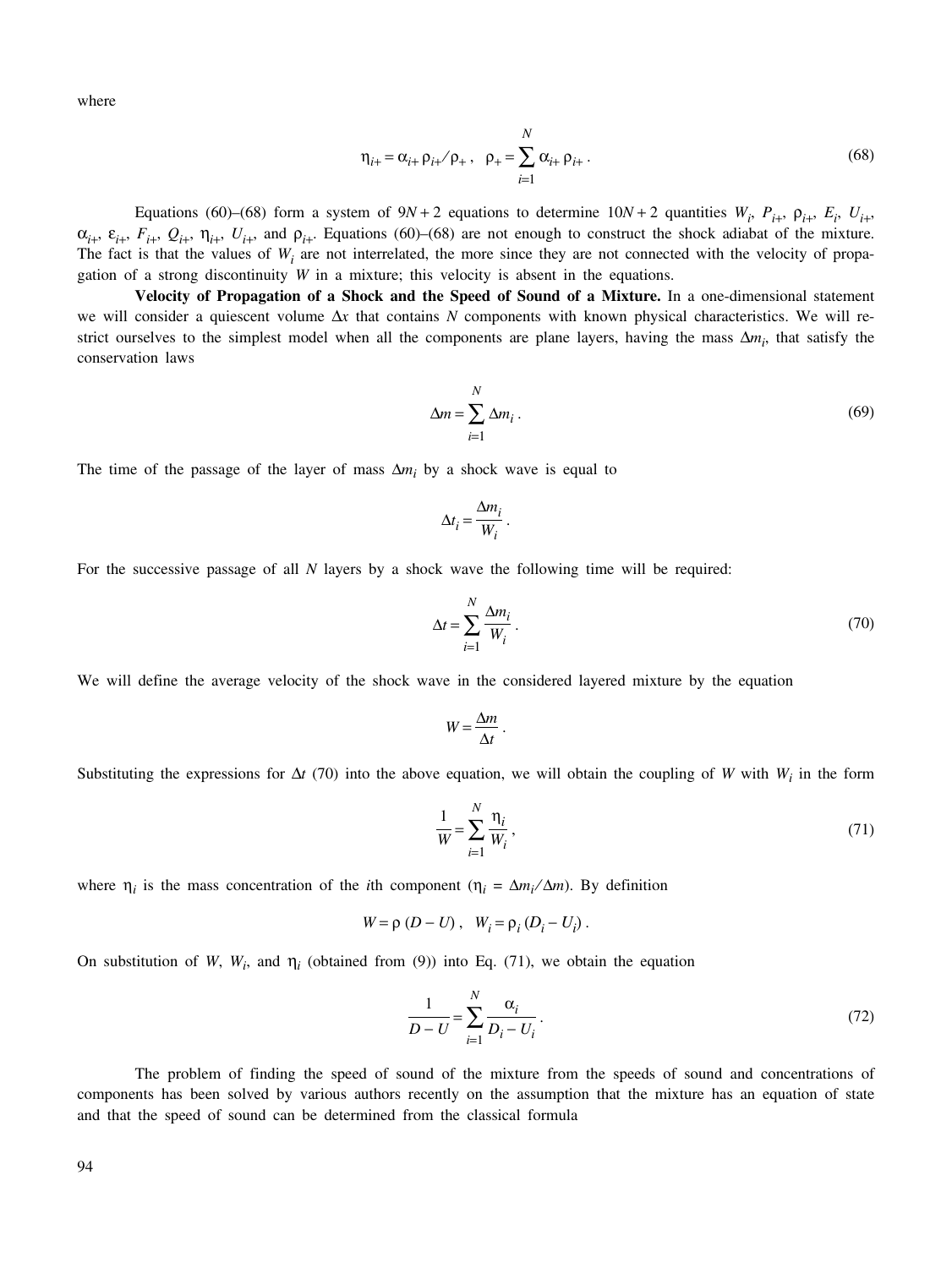where

$$\eta_{i+} = \alpha_{i+} \rho_{i+} / \rho_+ \,, \quad \rho_+ = \sum_{i=1}^{N} \alpha_{i+} \rho_{i+} \,. \tag{68}$$

Equations (60)–(68) form a system of $9N + 2$ equations to determine $10N + 2$ quantities $W_i$, $P_{i+}$, $\rho_{i+}$, $E_i$, $U_{i+}$, $\alpha_{i+}$, $\varepsilon_{i+}$, $F_{i+}$, $Q_{i+}$, $\eta_{i+}$, $U_{i+}$, and $\rho_{i+}$. Equations (60)–(68) are not enough to construct the shock adiabat of the mixture. The fact is that the values of $W_i$ are not interrelated, the more since they are not connected with the velocity of propagation of a strong discontinuity $W$ in a mixture; this velocity is absent in the equations.

**Velocity of Propagation of a Shock and the Speed of Sound of a Mixture.** In a one-dimensional statement we will consider a quiescent volume $\Delta x$ that contains $N$ components with known physical characteristics. We will restrict ourselves to the simplest model when all the components are plane layers, having the mass $\Delta m_i$, that satisfy the conservation laws

$$\Delta m = \sum_{i=1}^{N} \Delta m_i \,. \tag{69}$$

The time of the passage of the layer of mass $\Delta m_i$ by a shock wave is equal to

$$\Delta t_i = \frac{\Delta m_i}{W_i} \,.$$

For the successive passage of all $N$ layers by a shock wave the following time will be required:

$$\Delta t = \sum_{i=1}^{N} \frac{\Delta m_i}{W_i} \,. \tag{70}$$

We will define the average velocity of the shock wave in the considered layered mixture by the equation

$$W = \frac{\Delta m}{\Delta t} \,.$$

Substituting the expressions for $\Delta t$ (70) into the above equation, we will obtain the coupling of $W$ with $W_i$ in the form

$$\frac{1}{W} = \sum_{i=1}^{N} \frac{\eta_i}{W_i} \,, \tag{71}$$

where $\eta_i$ is the mass concentration of the $i$th component ($\eta_i = \Delta m_i / \Delta m$). By definition

$$W = \rho \, (D - U) \,, \quad W_i = \rho_i \, (D_i - U_i) \,.$$

On substitution of $W$, $W_i$, and $\eta_i$ (obtained from (9)) into Eq. (71), we obtain the equation

$$\frac{1}{D - U} = \sum_{i=1}^{N} \frac{\alpha_i}{D_i - U_i} \,. \tag{72}$$

The problem of finding the speed of sound of the mixture from the speeds of sound and concentrations of components has been solved by various authors recently on the assumption that the mixture has an equation of state and that the speed of sound can be determined from the classical formula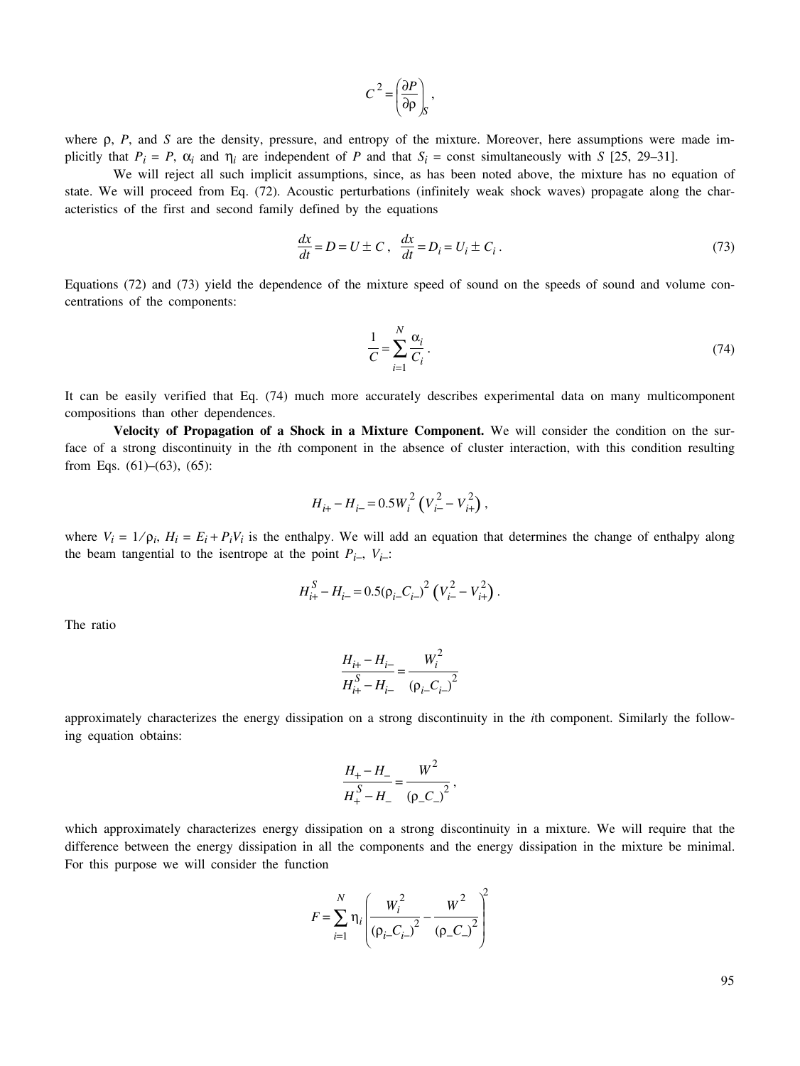$$C^2 = \left(\frac{\partial P}{\partial \rho}\right)_S ,$$

where $\rho$, $P$, and $S$ are the density, pressure, and entropy of the mixture. Moreover, here assumptions were made implicitly that $P_i = P$, $\alpha_i$ and $\eta_i$ are independent of $P$ and that $S_i$ = const simultaneously with $S$ [25, 29–31].

We will reject all such implicit assumptions, since, as has been noted above, the mixture has no equation of state. We will proceed from Eq. (72). Acoustic perturbations (infinitely weak shock waves) propagate along the characteristics of the first and second family defined by the equations

$$\frac{dx}{dt} = D = U \pm C \ , \quad \frac{dx}{dt} = D_i = U_i \pm C_i \ . \tag{73}$$

Equations (72) and (73) yield the dependence of the mixture speed of sound on the speeds of sound and volume concentrations of the components:

$$\frac{1}{C} = \sum_{i=1}^{N} \frac{\alpha_i}{C_i} \ . \tag{74}$$

It can be easily verified that Eq. (74) much more accurately describes experimental data on many multicomponent compositions than other dependences.

**Velocity of Propagation of a Shock in a Mixture Component.** We will consider the condition on the surface of a strong discontinuity in the *i*th component in the absence of cluster interaction, with this condition resulting from Eqs. (61)–(63), (65):

$$H_{i+} - H_{i-} = 0.5 W_i^2 \left(V_{i-}^2 - V_{i+}^2\right) ,$$

where $V_i = 1/\rho_i$, $H_i = E_i + P_i V_i$ is the enthalpy. We will add an equation that determines the change of enthalpy along the beam tangential to the isentrope at the point $P_{i-}$, $V_{i-}$:

$$H_{i+}^S - H_{i-} = 0.5 (\rho_{i-} C_{i-})^2 \left(V_{i-}^2 - V_{i+}^2\right) .$$

The ratio

$$\frac{H_{i+} - H_{i-}}{H_{i+}^S - H_{i-}} = \frac{W_i^2}{(\rho_{i-} C_{i-})^2}$$

approximately characterizes the energy dissipation on a strong discontinuity in the *i*th component. Similarly the following equation obtains:

$$\frac{H_{+} - H_{-}}{H_{+}^S - H_{-}} = \frac{W^2}{(\rho_{-} C_{-})^2} ,$$

which approximately characterizes energy dissipation on a strong discontinuity in a mixture. We will require that the difference between the energy dissipation in all the components and the energy dissipation in the mixture be minimal. For this purpose we will consider the function

$$F = \sum_{i=1}^{N} \eta_i \left( \frac{W_i^2}{(\rho_{i-} C_{i-})^2} - \frac{W^2}{(\rho_{-} C_{-})^2} \right)^2$$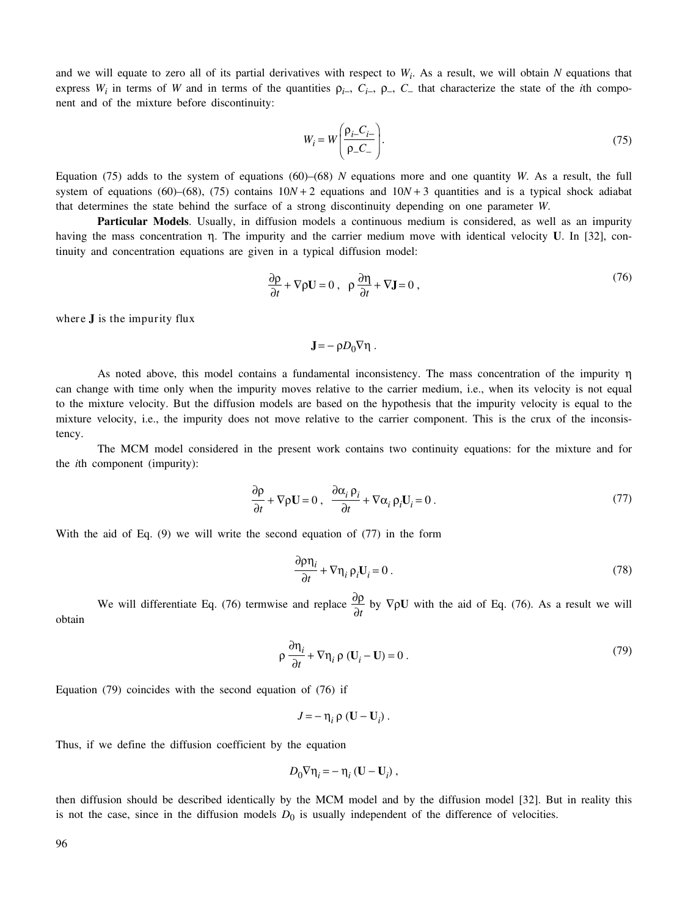and we will equate to zero all of its partial derivatives with respect to $W_i$. As a result, we will obtain $N$ equations that express $W_i$ in terms of $W$ and in terms of the quantities $\rho_{i-}$, $C_{i-}$, $\rho_-$, $C_-$ that characterize the state of the $i$th component and of the mixture before discontinuity:

$$W_i = W\left(\frac{\rho_{i-}C_{i-}}{\rho_- C_-}\right). \tag{75}$$

Equation (75) adds to the system of equations (60)–(68) $N$ equations more and one quantity $W$. As a result, the full system of equations (60)–(68), (75) contains $10N + 2$ equations and $10N + 3$ quantities and is a typical shock adiabat that determines the state behind the surface of a strong discontinuity depending on one parameter $W$.

**Particular Models**. Usually, in diffusion models a continuous medium is considered, as well as an impurity having the mass concentration $\eta$. The impurity and the carrier medium move with identical velocity $\mathbf{U}$. In [32], continuity and concentration equations are given in a typical diffusion model:

$$\frac{\partial \rho}{\partial t} + \nabla \rho \mathbf{U} = 0\,, \quad \rho\,\frac{\partial \eta}{\partial t} + \nabla \mathbf{J} = 0\,, \tag{76}$$

where $\mathbf{J}$ is the impurity flux

$$\mathbf{J} = -\,\rho D_0 \nabla \eta\,.$$

As noted above, this model contains a fundamental inconsistency. The mass concentration of the impurity $\eta$ can change with time only when the impurity moves relative to the carrier medium, i.e., when its velocity is not equal to the mixture velocity. But the diffusion models are based on the hypothesis that the impurity velocity is equal to the mixture velocity, i.e., the impurity does not move relative to the carrier component. This is the crux of the inconsistency.

The MCM model considered in the present work contains two continuity equations: for the mixture and for the $i$th component (impurity):

$$\frac{\partial \rho}{\partial t} + \nabla \rho \mathbf{U} = 0\,, \quad \frac{\partial \alpha_i \rho_i}{\partial t} + \nabla \alpha_i \rho_i \mathbf{U}_i = 0\,. \tag{77}$$

With the aid of Eq. (9) we will write the second equation of (77) in the form

$$\frac{\partial \rho \eta_i}{\partial t} + \nabla \eta_i\, \rho_i \mathbf{U}_i = 0\,. \tag{78}$$

We will differentiate Eq. (76) termwise and replace $\dfrac{\partial \rho}{\partial t}$ by $\nabla \rho \mathbf{U}$ with the aid of Eq. (76). As a result we will obtain

$$\rho\,\frac{\partial \eta_i}{\partial t} + \nabla \eta_i\, \rho\,(\mathbf{U}_i - \mathbf{U}) = 0\,. \tag{79}$$

Equation (79) coincides with the second equation of (76) if

$$J = -\,\eta_i\, \rho\,(\mathbf{U} - \mathbf{U}_i)\,.$$

Thus, if we define the diffusion coefficient by the equation

$$D_0 \nabla \eta_i = -\,\eta_i\,(\mathbf{U} - \mathbf{U}_i)\,,$$

then diffusion should be described identically by the MCM model and by the diffusion model [32]. But in reality this is not the case, since in the diffusion models $D_0$ is usually independent of the difference of velocities.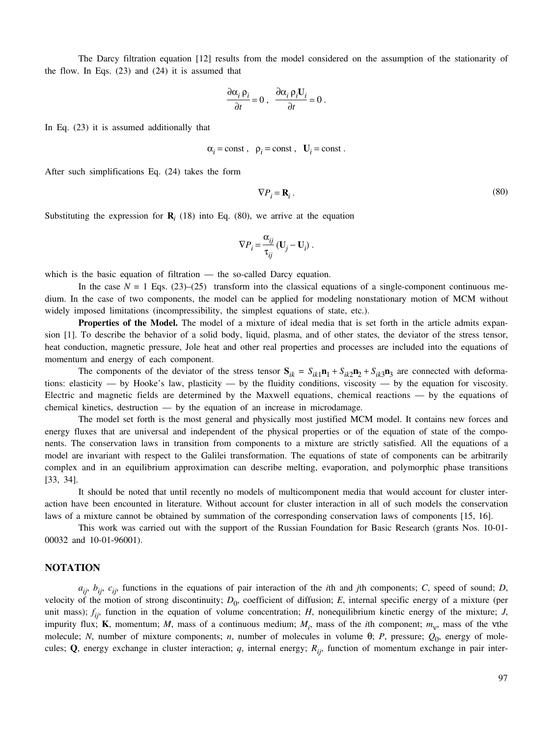The Darcy filtration equation [12] results from the model considered on the assumption of the stationarity of the flow. In Eqs. (23) and (24) it is assumed that

$$\frac{\partial \alpha_i \rho_i}{\partial t} = 0 \,, \quad \frac{\partial \alpha_i \rho_i \mathbf{U}_i}{\partial t} = 0 \,.$$

In Eq. (23) it is assumed additionally that

$$\alpha_i = \text{const} \,, \quad \rho_i = \text{const} \,, \quad \mathbf{U}_i = \text{const} \,.$$

After such simplifications Eq. (24) takes the form

$$\nabla P_i = \mathbf{R}_i \,. \tag{80}$$

Substituting the expression for $\mathbf{R}_i$ (18) into Eq. (80), we arrive at the equation

$$\nabla P_i = \frac{\alpha_{ij}}{\tau_{ij}} (\mathbf{U}_j - \mathbf{U}_i) \,.$$

which is the basic equation of filtration — the so-called Darcy equation.

In the case $N = 1$ Eqs. (23)–(25) transform into the classical equations of a single-component continuous medium. In the case of two components, the model can be applied for modeling nonstationary motion of MCM without widely imposed limitations (incompressibility, the simplest equations of state, etc.).

**Properties of the Model.** The model of a mixture of ideal media that is set forth in the article admits expansion [1]. To describe the behavior of a solid body, liquid, plasma, and of other states, the deviator of the stress tensor, heat conduction, magnetic pressure, Jole heat and other real properties and processes are included into the equations of momentum and energy of each component.

The components of the deviator of the stress tensor $\mathbf{S}_{ik} = S_{ik1}\mathbf{n}_1 + S_{ik2}\mathbf{n}_2 + S_{ik3}\mathbf{n}_3$ are connected with deformations: elasticity — by Hooke's law, plasticity — by the fluidity conditions, viscosity — by the equation for viscosity. Electric and magnetic fields are determined by the Maxwell equations, chemical reactions — by the equations of chemical kinetics, destruction — by the equation of an increase in microdamage.

The model set forth is the most general and physically most justified MCM model. It contains new forces and energy fluxes that are universal and independent of the physical properties or of the equation of state of the components. The conservation laws in transition from components to a mixture are strictly satisfied. All the equations of a model are invariant with respect to the Galilei transformation. The equations of state of components can be arbitrarily complex and in an equilibrium approximation can describe melting, evaporation, and polymorphic phase transitions [33, 34].

It should be noted that until recently no models of multicomponent media that would account for cluster interaction have been encountered in literature. Without account for cluster interaction in all of such models the conservation laws of a mixture cannot be obtained by summation of the corresponding conservation laws of components [15, 16].

This work was carried out with the support of the Russian Foundation for Basic Research (grants Nos. 10-01-00032 and 10-01-96001).

## NOTATION

$a_{ij}$, $b_{ij}$, $c_{ij}$, functions in the equations of pair interaction of the $i$th and $j$th components; $C$, speed of sound; $D$, velocity of the motion of strong discontinuity; $D_0$, coefficient of diffusion; $E$, internal specific energy of a mixture (per unit mass); $f_{ij}$, function in the equation of volume concentration; $H$, nonequilibrium kinetic energy of the mixture; $J$, impurity flux; $\mathbf{K}$, momentum; $M$, mass of a continuous medium; $M_i$, mass of the $i$th component; $m_\nu$, mass of the $\nu$the molecule; $N$, number of mixture components; $n$, number of molecules in volume $\theta$; $P$, pressure; $Q_0$, energy of molecules; $\mathbf{Q}$, energy exchange in cluster interaction; $q$, internal energy; $R_{ij}$, function of momentum exchange in pair inter-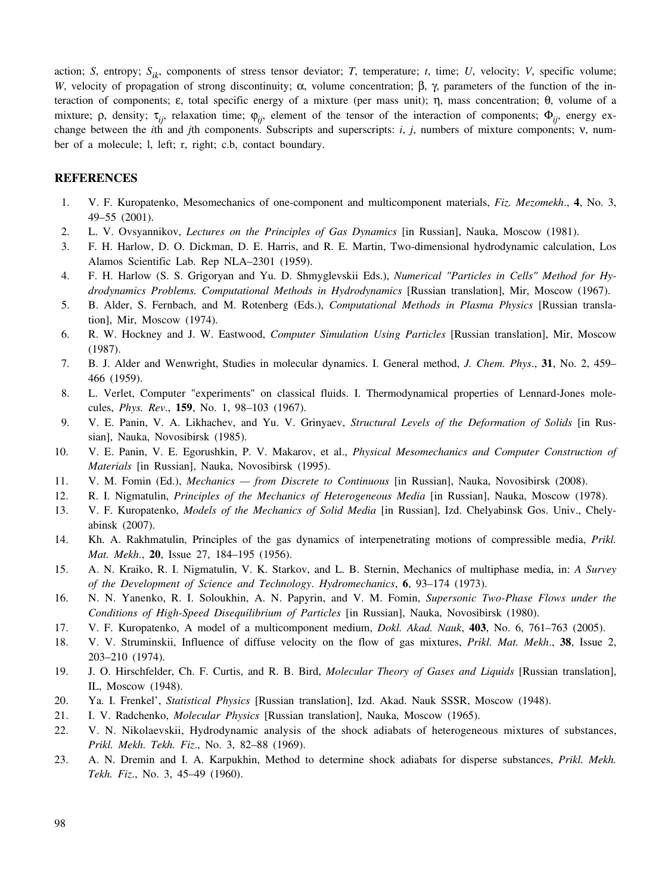action; $S$, entropy; $S_{ik}$, components of stress tensor deviator; $T$, temperature; $t$, time; $U$, velocity; $V$, specific volume; $W$, velocity of propagation of strong discontinuity; $\alpha$, volume concentration; $\beta$, $\gamma$, parameters of the function of the interaction of components; $\varepsilon$, total specific energy of a mixture (per mass unit); $\eta$, mass concentration; $\theta$, volume of a mixture; $\rho$, density; $\tau_{ij}$, relaxation time; $\varphi_{ij}$, element of the tensor of the interaction of components; $\Phi_{ij}$, energy exchange between the $i$th and $j$th components. Subscripts and superscripts: $i$, $j$, numbers of mixture components; $\nu$, number of a molecule; l, left; r, right; c.b, contact boundary.

## REFERENCES

1. V. F. Kuropatenko, Mesomechanics of one-component and multicomponent materials, *Fiz. Mezomekh.*, **4**, No. 3, 49–55 (2001).
2. L. V. Ovsyannikov, *Lectures on the Principles of Gas Dynamics* [in Russian], Nauka, Moscow (1981).
3. F. H. Harlow, D. O. Dickman, D. E. Harris, and R. E. Martin, Two-dimensional hydrodynamic calculation, Los Alamos Scientific Lab. Rep NLA–2301 (1959).
4. F. H. Harlow (S. S. Grigoryan and Yu. D. Shmyglevskii Eds.), *Numerical "Particles in Cells" Method for Hydrodynamics Problems. Computational Methods in Hydrodynamics* [Russian translation], Mir, Moscow (1967).
5. B. Alder, S. Fernbach, and M. Rotenberg (Eds.), *Computational Methods in Plasma Physics* [Russian translation], Mir, Moscow (1974).
6. R. W. Hockney and J. W. Eastwood, *Computer Simulation Using Particles* [Russian translation], Mir, Moscow (1987).
7. B. J. Alder and Wenwright, Studies in molecular dynamics. I. General method, *J. Chem. Phys.*, **31**, No. 2, 459–466 (1959).
8. L. Verlet, Computer "experiments" on classical fluids. I. Thermodynamical properties of Lennard-Jones molecules, *Phys. Rev.*, **159**, No. 1, 98–103 (1967).
9. V. E. Panin, V. A. Likhachev, and Yu. V. Grinyaev, *Structural Levels of the Deformation of Solids* [in Russian], Nauka, Novosibirsk (1985).
10. V. E. Panin, V. E. Egorushkin, P. V. Makarov, et al., *Physical Mesomechanics and Computer Construction of Materials* [in Russian], Nauka, Novosibirsk (1995).
11. V. M. Fomin (Ed.), *Mechanics — from Discrete to Continuous* [in Russian], Nauka, Novosibirsk (2008).
12. R. I. Nigmatulin, *Principles of the Mechanics of Heterogeneous Media* [in Russian], Nauka, Moscow (1978).
13. V. F. Kuropatenko, *Models of the Mechanics of Solid Media* [in Russian], Izd. Chelyabinsk Gos. Univ., Chelyabinsk (2007).
14. Kh. A. Rakhmatulin, Principles of the gas dynamics of interpenetrating motions of compressible media, *Prikl. Mat. Mekh.*, **20**, Issue 27, 184–195 (1956).
15. A. N. Kraiko, R. I. Nigmatulin, V. K. Starkov, and L. B. Sternin, Mechanics of multiphase media, in: *A Survey of the Development of Science and Technology*. *Hydromechanics*, **6**, 93–174 (1973).
16. N. N. Yanenko, R. I. Soloukhin, A. N. Papyrin, and V. M. Fomin, *Supersonic Two-Phase Flows under the Conditions of High-Speed Disequilibrium of Particles* [in Russian], Nauka, Novosibirsk (1980).
17. V. F. Kuropatenko, A model of a multicomponent medium, *Dokl. Akad. Nauk*, **403**, No. 6, 761–763 (2005).
18. V. V. Struminskii, Influence of diffuse velocity on the flow of gas mixtures, *Prikl. Mat. Mekh*., **38**, Issue 2, 203–210 (1974).
19. J. O. Hirschfelder, Ch. F. Curtis, and R. B. Bird, *Molecular Theory of Gases and Liquids* [Russian translation], IL, Moscow (1948).
20. Ya. I. Frenkel', *Statistical Physics* [Russian translation], Izd. Akad. Nauk SSSR, Moscow (1948).
21. I. V. Radchenko, *Molecular Physics* [Russian translation], Nauka, Moscow (1965).
22. V. N. Nikolaevskii, Hydrodynamic analysis of the shock adiabats of heterogeneous mixtures of substances, *Prikl. Mekh. Tekh. Fiz*., No. 3, 82–88 (1969).
23. A. N. Dremin and I. A. Karpukhin, Method to determine shock adiabats for disperse substances, *Prikl. Mekh. Tekh. Fiz.*, No. 3, 45–49 (1960).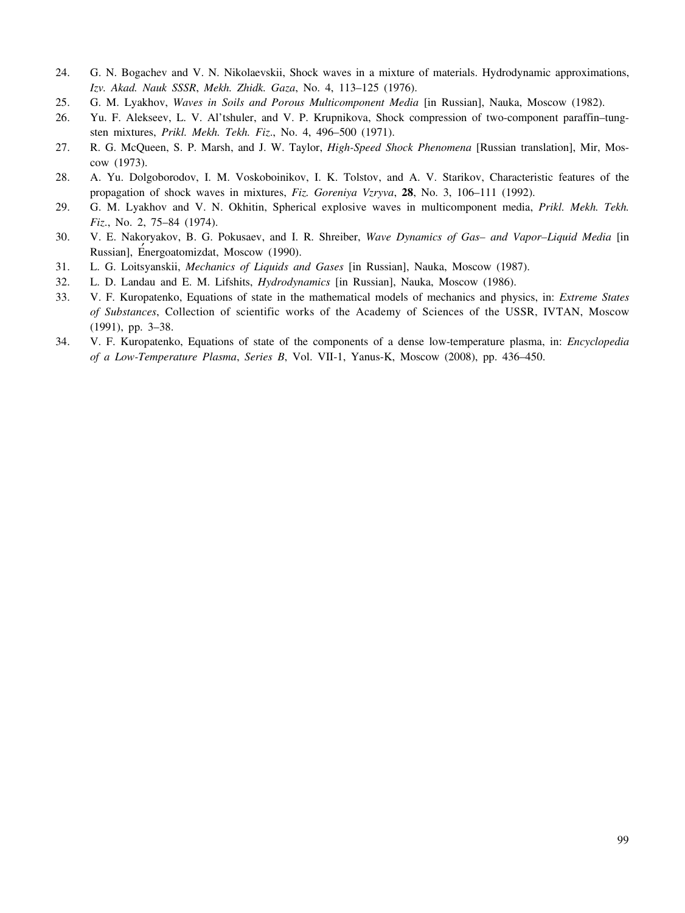24. G. N. Bogachev and V. N. Nikolaevskii, Shock waves in a mixture of materials. Hydrodynamic approximations, *Izv. Akad. Nauk SSSR*, *Mekh. Zhidk. Gaza*, No. 4, 113–125 (1976).
25. G. M. Lyakhov, *Waves in Soils and Porous Multicomponent Media* [in Russian], Nauka, Moscow (1982).
26. Yu. F. Alekseev, L. V. Al'tshuler, and V. P. Krupnikova, Shock compression of two-component paraffin–tungsten mixtures, *Prikl. Mekh. Tekh. Fiz.*, No. 4, 496–500 (1971).
27. R. G. McQueen, S. P. Marsh, and J. W. Taylor, *High-Speed Shock Phenomena* [Russian translation], Mir, Moscow (1973).
28. A. Yu. Dolgoborodov, I. M. Voskoboinikov, I. K. Tolstov, and A. V. Starikov, Characteristic features of the propagation of shock waves in mixtures, *Fiz. Goreniya Vzryva*, **28**, No. 3, 106–111 (1992).
29. G. M. Lyakhov and V. N. Okhitin, Spherical explosive waves in multicomponent media, *Prikl. Mekh. Tekh. Fiz.*, No. 2, 75–84 (1974).
30. V. E. Nakoryakov, B. G. Pokusaev, and I. R. Shreiber, *Wave Dynamics of Gas– and Vapor–Liquid Media* [in Russian], Énergoatomizdat, Moscow (1990).
31. L. G. Loitsyanskii, *Mechanics of Liquids and Gases* [in Russian], Nauka, Moscow (1987).
32. L. D. Landau and E. M. Lifshits, *Hydrodynamics* [in Russian], Nauka, Moscow (1986).
33. V. F. Kuropatenko, Equations of state in the mathematical models of mechanics and physics, in: *Extreme States of Substances*, Collection of scientific works of the Academy of Sciences of the USSR, IVTAN, Moscow (1991), pp. 3–38.
34. V. F. Kuropatenko, Equations of state of the components of a dense low-temperature plasma, in: *Encyclopedia of a Low-Temperature Plasma*, *Series B*, Vol. VII-1, Yanus-K, Moscow (2008), pp. 436–450.